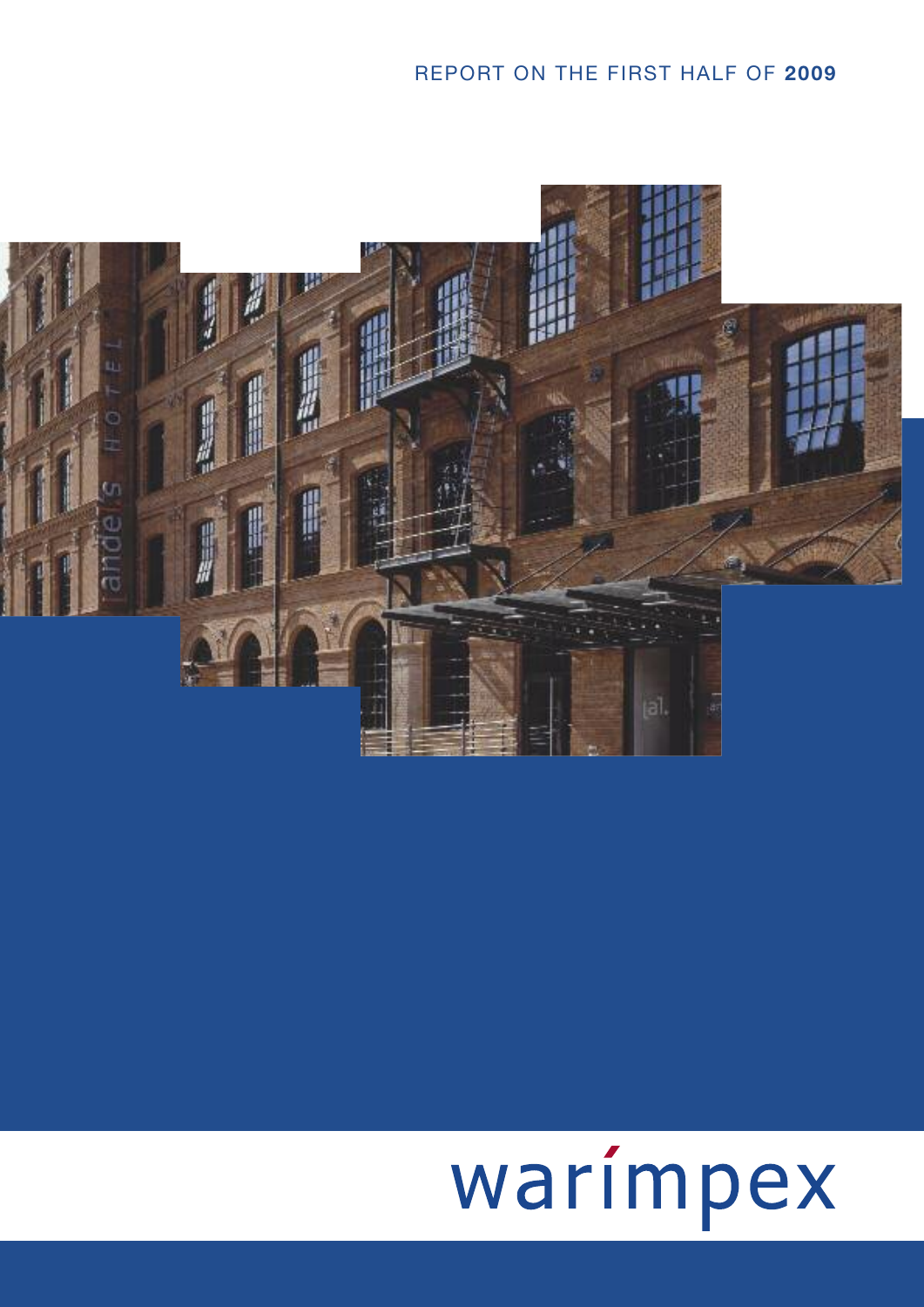REPORT ON THE FIRST HALF OF **2009**

warimpex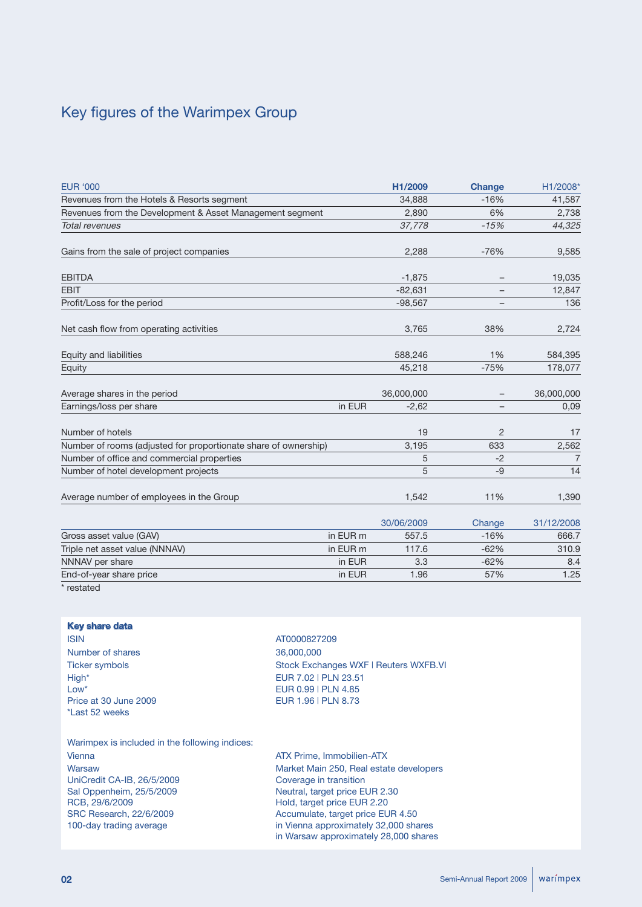# Key figures of the Warimpex Group

| EUR '000 | | H1/2009 | Change | H1/2008* |
|---|---|---|---|---|
| Revenues from the Hotels & Resorts segment | | 34,888 | -16% | 41,587 |
| Revenues from the Development & Asset Management segment | | 2,890 | 6% | 2,738 |
| *Total revenues* | | *37,778* | *-15%* | *44,325* |
| | | | | |
| Gains from the sale of project companies | | 2,288 | -76% | 9,585 |
| | | | | |
| EBITDA | | -1,875 | – | 19,035 |
| EBIT | | -82,631 | – | 12,847 |
| Profit/Loss for the period | | -98,567 | – | 136 |
| | | | | |
| Net cash flow from operating activities | | 3,765 | 38% | 2,724 |
| | | | | |
| Equity and liabilities | | 588,246 | 1% | 584,395 |
| Equity | | 45,218 | -75% | 178,077 |
| | | | | |
| Average shares in the period | | 36,000,000 | – | 36,000,000 |
| Earnings/loss per share | in EUR | -2,62 | – | 0,09 |
| | | | | |
| Number of hotels | | 19 | 2 | 17 |
| Number of rooms (adjusted for proportionate share of ownership) | | 3,195 | 633 | 2,562 |
| Number of office and commercial properties | | 5 | -2 | 7 |
| Number of hotel development projects | | 5 | -9 | 14 |
| | | | | |
| Average number of employees in the Group | | 1,542 | 11% | 1,390 |
| | | | | |
| | | 30/06/2009 | Change | 31/12/2008 |
| Gross asset value (GAV) | in EUR m | 557.5 | -16% | 666.7 |
| Triple net asset value (NNNAV) | in EUR m | 117.6 | -62% | 310.9 |
| NNNAV per share | in EUR | 3.3 | -62% | 8.4 |
| End-of-year share price | in EUR | 1.96 | 57% | 1.25 |

\* restated

**Key share data**

| | |
|---|---|
| ISIN | AT0000827209 |
| Number of shares | 36,000,000 |
| Ticker symbols | Stock Exchanges WXF \| Reuters WXFB.VI |
| High* | EUR 7.02 \| PLN 23.51 |
| Low* | EUR 0.99 \| PLN 4.85 |
| Price at 30 June 2009 | EUR 1.96 \| PLN 8.73 |

*Last 52 weeks

Warimpex is included in the following indices:

| | |
|---|---|
| Vienna | ATX Prime, Immobilien-ATX |
| Warsaw | Market Main 250, Real estate developers |
| UniCredit CA-IB, 26/5/2009 | Coverage in transition |
| Sal Oppenheim, 25/5/2009 | Neutral, target price EUR 2.30 |
| RCB, 29/6/2009 | Hold, target price EUR 2.20 |
| SRC Research, 22/6/2009 | Accumulate, target price EUR 4.50 |
| 100-day trading average | in Vienna approximately 32,000 shares<br>in Warsaw approximately 28,000 shares |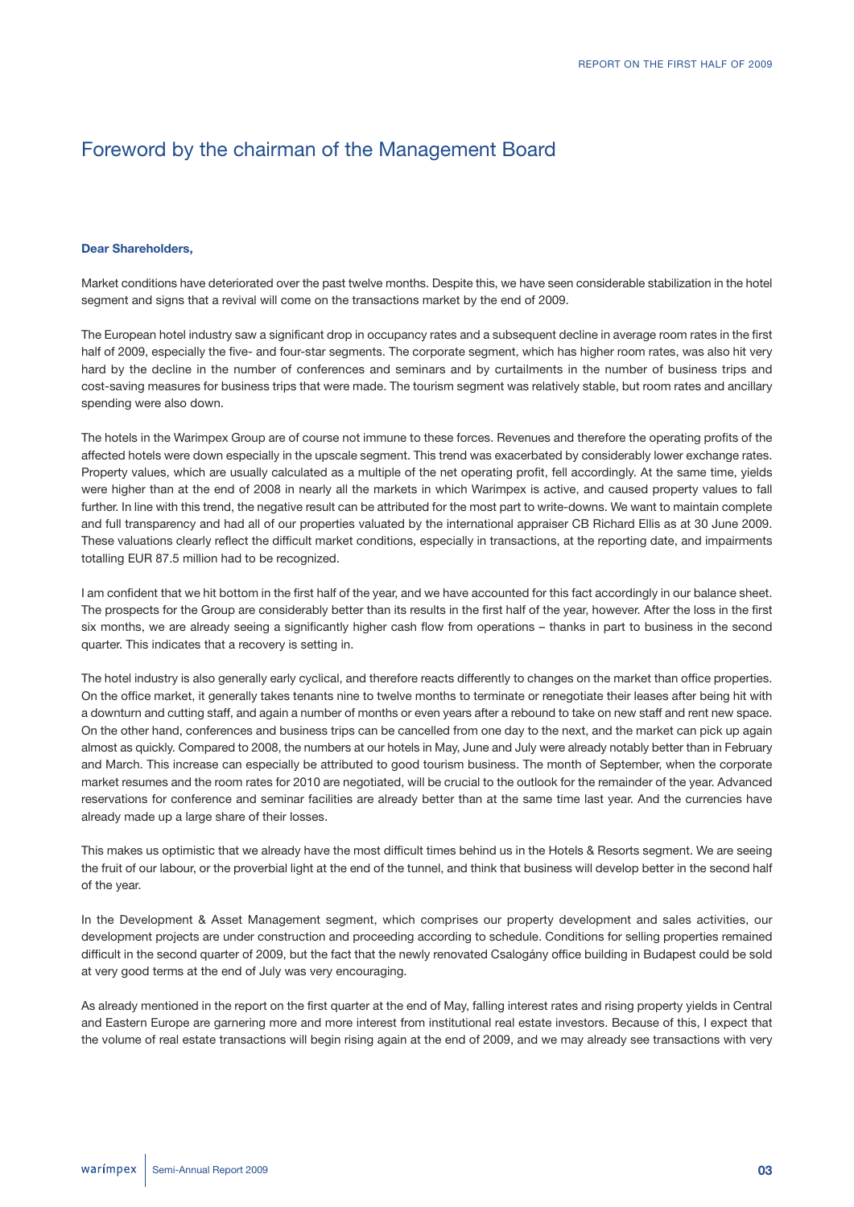# Foreword by the chairman of the Management Board

**Dear Shareholders,**

Market conditions have deteriorated over the past twelve months. Despite this, we have seen considerable stabilization in the hotel segment and signs that a revival will come on the transactions market by the end of 2009.

The European hotel industry saw a significant drop in occupancy rates and a subsequent decline in average room rates in the first half of 2009, especially the five- and four-star segments. The corporate segment, which has higher room rates, was also hit very hard by the decline in the number of conferences and seminars and by curtailments in the number of business trips and cost-saving measures for business trips that were made. The tourism segment was relatively stable, but room rates and ancillary spending were also down.

The hotels in the Warimpex Group are of course not immune to these forces. Revenues and therefore the operating profits of the affected hotels were down especially in the upscale segment. This trend was exacerbated by considerably lower exchange rates. Property values, which are usually calculated as a multiple of the net operating profit, fell accordingly. At the same time, yields were higher than at the end of 2008 in nearly all the markets in which Warimpex is active, and caused property values to fall further. In line with this trend, the negative result can be attributed for the most part to write-downs. We want to maintain complete and full transparency and had all of our properties valuated by the international appraiser CB Richard Ellis as at 30 June 2009. These valuations clearly reflect the difficult market conditions, especially in transactions, at the reporting date, and impairments totalling EUR 87.5 million had to be recognized.

I am confident that we hit bottom in the first half of the year, and we have accounted for this fact accordingly in our balance sheet. The prospects for the Group are considerably better than its results in the first half of the year, however. After the loss in the first six months, we are already seeing a significantly higher cash flow from operations – thanks in part to business in the second quarter. This indicates that a recovery is setting in.

The hotel industry is also generally early cyclical, and therefore reacts differently to changes on the market than office properties. On the office market, it generally takes tenants nine to twelve months to terminate or renegotiate their leases after being hit with a downturn and cutting staff, and again a number of months or even years after a rebound to take on new staff and rent new space. On the other hand, conferences and business trips can be cancelled from one day to the next, and the market can pick up again almost as quickly. Compared to 2008, the numbers at our hotels in May, June and July were already notably better than in February and March. This increase can especially be attributed to good tourism business. The month of September, when the corporate market resumes and the room rates for 2010 are negotiated, will be crucial to the outlook for the remainder of the year. Advanced reservations for conference and seminar facilities are already better than at the same time last year. And the currencies have already made up a large share of their losses.

This makes us optimistic that we already have the most difficult times behind us in the Hotels & Resorts segment. We are seeing the fruit of our labour, or the proverbial light at the end of the tunnel, and think that business will develop better in the second half of the year.

In the Development & Asset Management segment, which comprises our property development and sales activities, our development projects are under construction and proceeding according to schedule. Conditions for selling properties remained difficult in the second quarter of 2009, but the fact that the newly renovated Csalogány office building in Budapest could be sold at very good terms at the end of July was very encouraging.

As already mentioned in the report on the first quarter at the end of May, falling interest rates and rising property yields in Central and Eastern Europe are garnering more and more interest from institutional real estate investors. Because of this, I expect that the volume of real estate transactions will begin rising again at the end of 2009, and we may already see transactions with very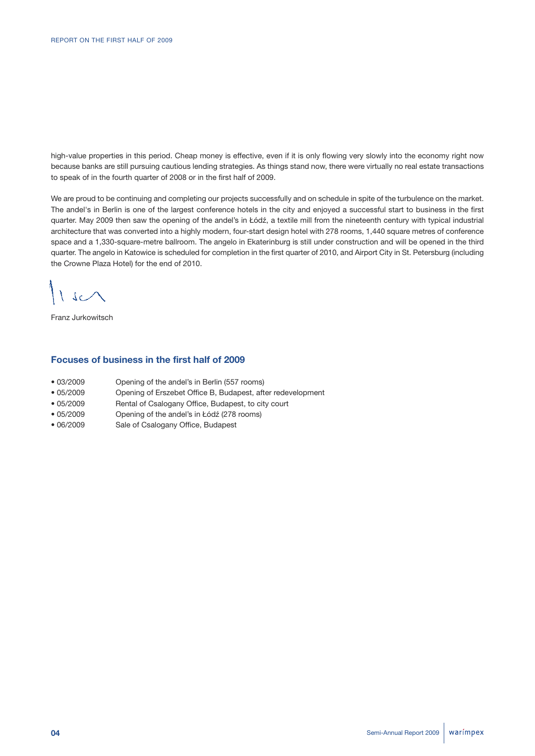high-value properties in this period. Cheap money is effective, even if it is only flowing very slowly into the economy right now because banks are still pursuing cautious lending strategies. As things stand now, there were virtually no real estate transactions to speak of in the fourth quarter of 2008 or in the first half of 2009.

We are proud to be continuing and completing our projects successfully and on schedule in spite of the turbulence on the market. The andel's in Berlin is one of the largest conference hotels in the city and enjoyed a successful start to business in the first quarter. May 2009 then saw the opening of the andel's in Łódź, a textile mill from the nineteenth century with typical industrial architecture that was converted into a highly modern, four-start design hotel with 278 rooms, 1,440 square metres of conference space and a 1,330-square-metre ballroom. The angelo in Ekaterinburg is still under construction and will be opened in the third quarter. The angelo in Katowice is scheduled for completion in the first quarter of 2010, and Airport City in St. Petersburg (including the Crowne Plaza Hotel) for the end of 2010.

Franz Jurkowitsch

## Focuses of business in the first half of 2009

- 03/2009 Opening of the andel's in Berlin (557 rooms)
- 05/2009 Opening of Erszebet Office B, Budapest, after redevelopment
- 05/2009 Rental of Csalogany Office, Budapest, to city court
- 05/2009 Opening of the andel's in Łódź (278 rooms)
- 06/2009 Sale of Csalogany Office, Budapest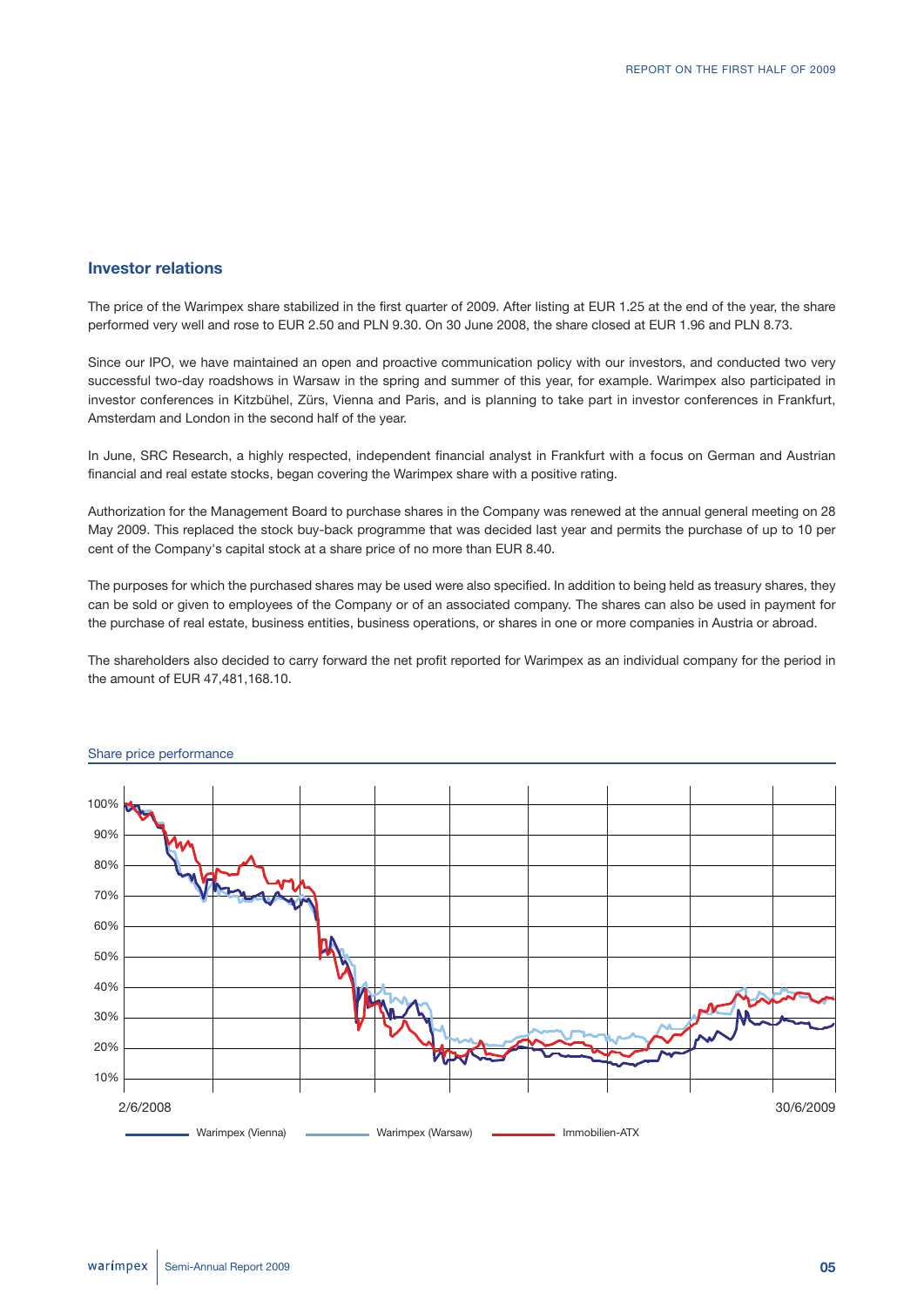## Investor relations

The price of the Warimpex share stabilized in the first quarter of 2009. After listing at EUR 1.25 at the end of the year, the share performed very well and rose to EUR 2.50 and PLN 9.30. On 30 June 2008, the share closed at EUR 1.96 and PLN 8.73.

Since our IPO, we have maintained an open and proactive communication policy with our investors, and conducted two very successful two-day roadshows in Warsaw in the spring and summer of this year, for example. Warimpex also participated in investor conferences in Kitzbühel, Zürs, Vienna and Paris, and is planning to take part in investor conferences in Frankfurt, Amsterdam and London in the second half of the year.

In June, SRC Research, a highly respected, independent financial analyst in Frankfurt with a focus on German and Austrian financial and real estate stocks, began covering the Warimpex share with a positive rating.

Authorization for the Management Board to purchase shares in the Company was renewed at the annual general meeting on 28 May 2009. This replaced the stock buy-back programme that was decided last year and permits the purchase of up to 10 per cent of the Company's capital stock at a share price of no more than EUR 8.40.

The purposes for which the purchased shares may be used were also specified. In addition to being held as treasury shares, they can be sold or given to employees of the Company or of an associated company. The shares can also be used in payment for the purchase of real estate, business entities, business operations, or shares in one or more companies in Austria or abroad.

The shareholders also decided to carry forward the net profit reported for Warimpex as an individual company for the period in the amount of EUR 47,481,168.10.

Share price performance

100%
90%
80%
70%
60%
50%
40%
30%
20%
10%

2/6/2008 — 30/6/2009

Warimpex (Vienna) — Warimpex (Warsaw) — Immobilien-ATX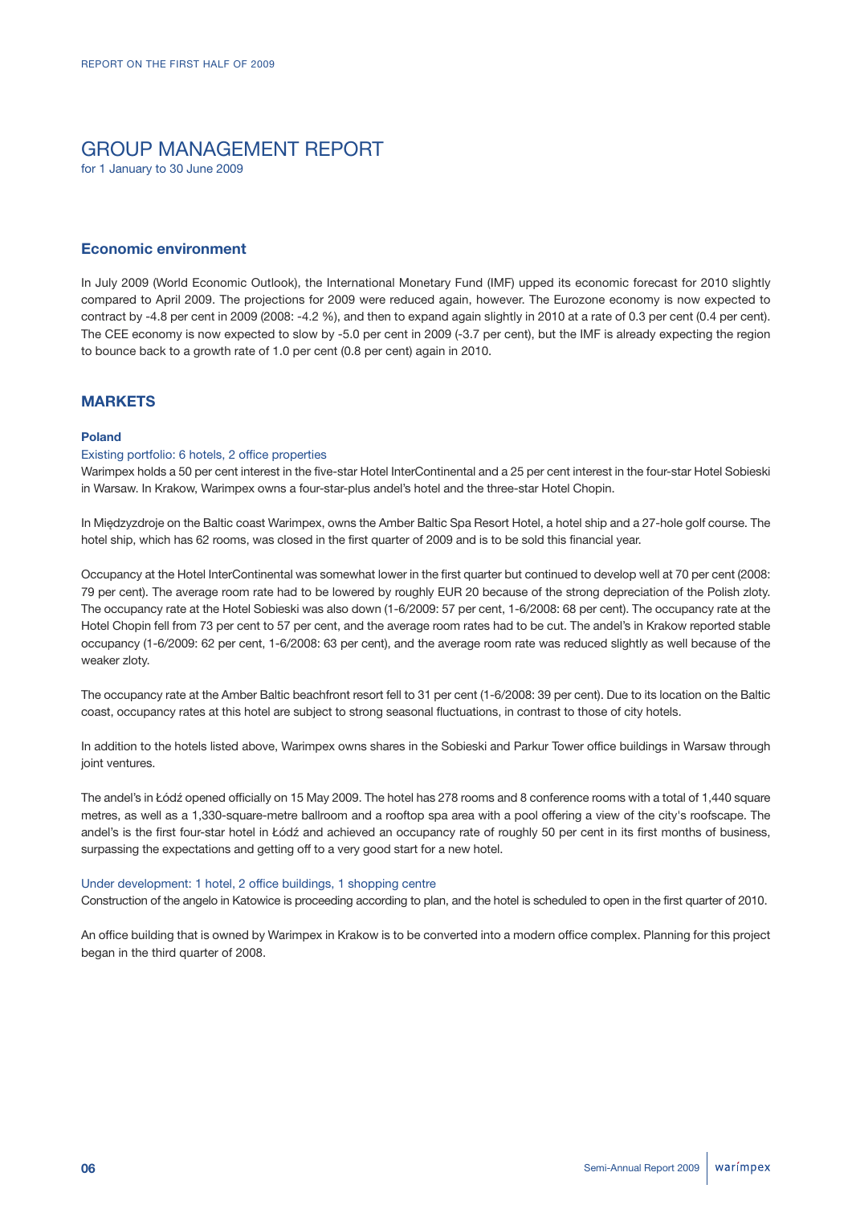# GROUP MANAGEMENT REPORT

for 1 January to 30 June 2009

## Economic environment

In July 2009 (World Economic Outlook), the International Monetary Fund (IMF) upped its economic forecast for 2010 slightly compared to April 2009. The projections for 2009 were reduced again, however. The Eurozone economy is now expected to contract by -4.8 per cent in 2009 (2008: -4.2 %), and then to expand again slightly in 2010 at a rate of 0.3 per cent (0.4 per cent). The CEE economy is now expected to slow by -5.0 per cent in 2009 (-3.7 per cent), but the IMF is already expecting the region to bounce back to a growth rate of 1.0 per cent (0.8 per cent) again in 2010.

## MARKETS

### Poland

Existing portfolio: 6 hotels, 2 office properties

Warimpex holds a 50 per cent interest in the five-star Hotel InterContinental and a 25 per cent interest in the four-star Hotel Sobieski in Warsaw. In Krakow, Warimpex owns a four-star-plus andel's hotel and the three-star Hotel Chopin.

In Międzyzdroje on the Baltic coast Warimpex, owns the Amber Baltic Spa Resort Hotel, a hotel ship and a 27-hole golf course. The hotel ship, which has 62 rooms, was closed in the first quarter of 2009 and is to be sold this financial year.

Occupancy at the Hotel InterContinental was somewhat lower in the first quarter but continued to develop well at 70 per cent (2008: 79 per cent). The average room rate had to be lowered by roughly EUR 20 because of the strong depreciation of the Polish zloty. The occupancy rate at the Hotel Sobieski was also down (1-6/2009: 57 per cent, 1-6/2008: 68 per cent). The occupancy rate at the Hotel Chopin fell from 73 per cent to 57 per cent, and the average room rates had to be cut. The andel's in Krakow reported stable occupancy (1-6/2009: 62 per cent, 1-6/2008: 63 per cent), and the average room rate was reduced slightly as well because of the weaker zloty.

The occupancy rate at the Amber Baltic beachfront resort fell to 31 per cent (1-6/2008: 39 per cent). Due to its location on the Baltic coast, occupancy rates at this hotel are subject to strong seasonal fluctuations, in contrast to those of city hotels.

In addition to the hotels listed above, Warimpex owns shares in the Sobieski and Parkur Tower office buildings in Warsaw through joint ventures.

The andel's in Łódź opened officially on 15 May 2009. The hotel has 278 rooms and 8 conference rooms with a total of 1,440 square metres, as well as a 1,330-square-metre ballroom and a rooftop spa area with a pool offering a view of the city's roofscape. The andel's is the first four-star hotel in Łódź and achieved an occupancy rate of roughly 50 per cent in its first months of business, surpassing the expectations and getting off to a very good start for a new hotel.

Under development: 1 hotel, 2 office buildings, 1 shopping centre

Construction of the angelo in Katowice is proceeding according to plan, and the hotel is scheduled to open in the first quarter of 2010.

An office building that is owned by Warimpex in Krakow is to be converted into a modern office complex. Planning for this project began in the third quarter of 2008.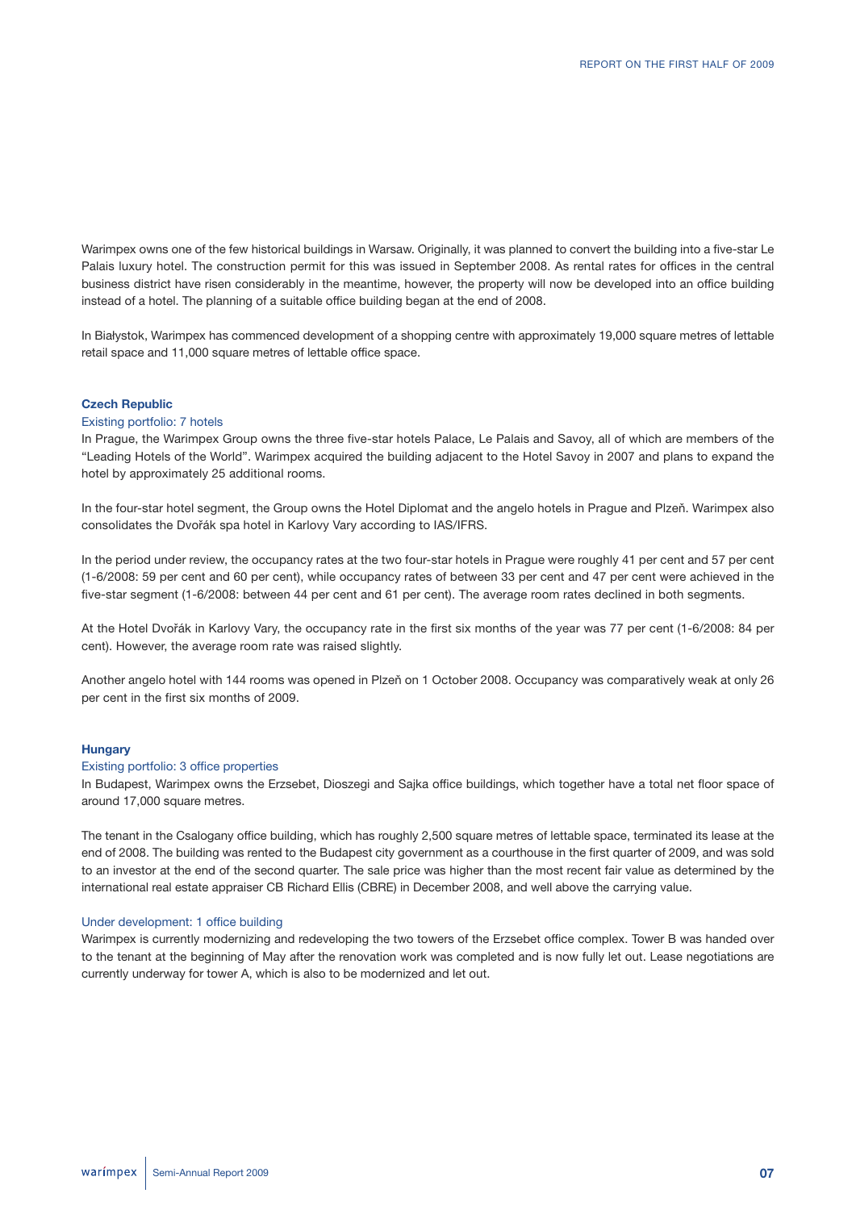Warimpex owns one of the few historical buildings in Warsaw. Originally, it was planned to convert the building into a five-star Le Palais luxury hotel. The construction permit for this was issued in September 2008. As rental rates for offices in the central business district have risen considerably in the meantime, however, the property will now be developed into an office building instead of a hotel. The planning of a suitable office building began at the end of 2008.

In Białystok, Warimpex has commenced development of a shopping centre with approximately 19,000 square metres of lettable retail space and 11,000 square metres of lettable office space.

### Czech Republic

Existing portfolio: 7 hotels

In Prague, the Warimpex Group owns the three five-star hotels Palace, Le Palais and Savoy, all of which are members of the "Leading Hotels of the World". Warimpex acquired the building adjacent to the Hotel Savoy in 2007 and plans to expand the hotel by approximately 25 additional rooms.

In the four-star hotel segment, the Group owns the Hotel Diplomat and the angelo hotels in Prague and Plzeň. Warimpex also consolidates the Dvořák spa hotel in Karlovy Vary according to IAS/IFRS.

In the period under review, the occupancy rates at the two four-star hotels in Prague were roughly 41 per cent and 57 per cent (1-6/2008: 59 per cent and 60 per cent), while occupancy rates of between 33 per cent and 47 per cent were achieved in the five-star segment (1-6/2008: between 44 per cent and 61 per cent). The average room rates declined in both segments.

At the Hotel Dvořák in Karlovy Vary, the occupancy rate in the first six months of the year was 77 per cent (1-6/2008: 84 per cent). However, the average room rate was raised slightly.

Another angelo hotel with 144 rooms was opened in Plzeň on 1 October 2008. Occupancy was comparatively weak at only 26 per cent in the first six months of 2009.

### Hungary

Existing portfolio: 3 office properties

In Budapest, Warimpex owns the Erzsebet, Dioszegi and Sajka office buildings, which together have a total net floor space of around 17,000 square metres.

The tenant in the Csalogany office building, which has roughly 2,500 square metres of lettable space, terminated its lease at the end of 2008. The building was rented to the Budapest city government as a courthouse in the first quarter of 2009, and was sold to an investor at the end of the second quarter. The sale price was higher than the most recent fair value as determined by the international real estate appraiser CB Richard Ellis (CBRE) in December 2008, and well above the carrying value.

Under development: 1 office building

Warimpex is currently modernizing and redeveloping the two towers of the Erzsebet office complex. Tower B was handed over to the tenant at the beginning of May after the renovation work was completed and is now fully let out. Lease negotiations are currently underway for tower A, which is also to be modernized and let out.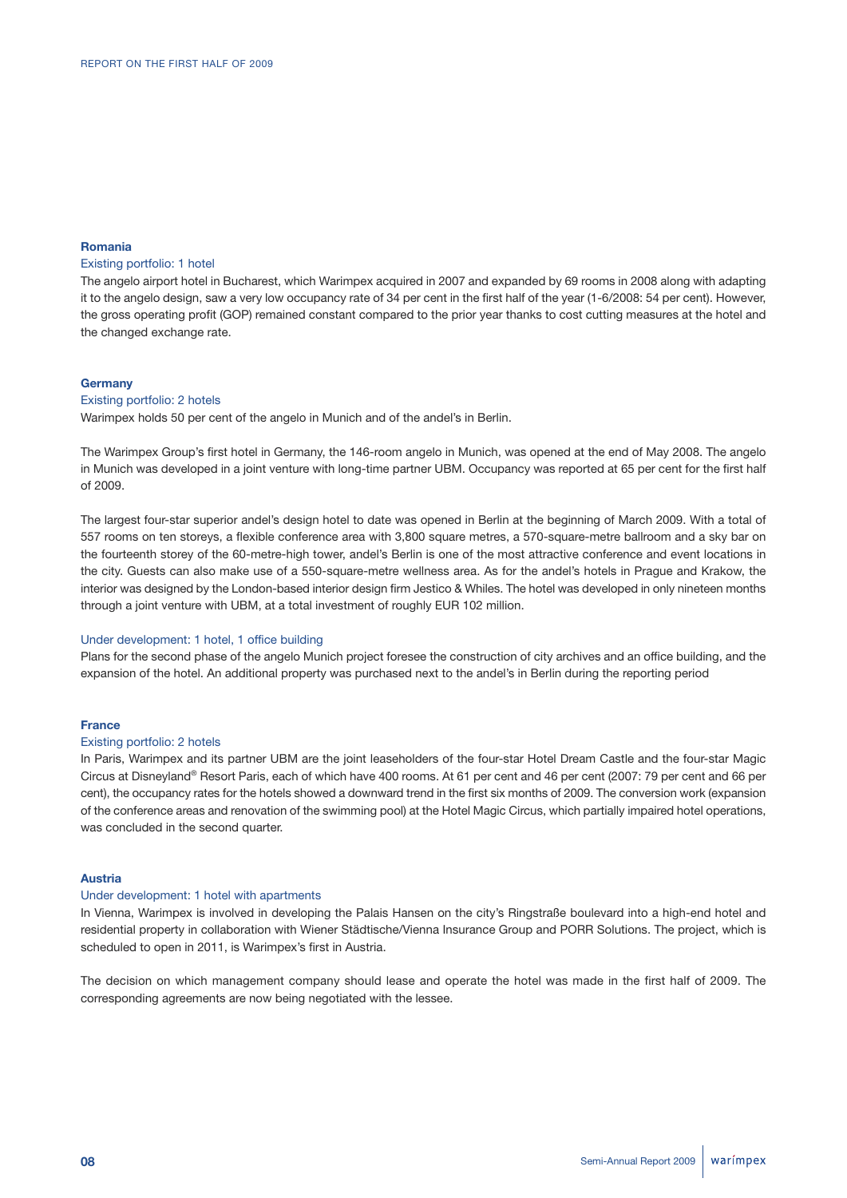### Romania

Existing portfolio: 1 hotel

The angelo airport hotel in Bucharest, which Warimpex acquired in 2007 and expanded by 69 rooms in 2008 along with adapting it to the angelo design, saw a very low occupancy rate of 34 per cent in the first half of the year (1-6/2008: 54 per cent). However, the gross operating profit (GOP) remained constant compared to the prior year thanks to cost cutting measures at the hotel and the changed exchange rate.

### Germany

Existing portfolio: 2 hotels

Warimpex holds 50 per cent of the angelo in Munich and of the andel's in Berlin.

The Warimpex Group's first hotel in Germany, the 146-room angelo in Munich, was opened at the end of May 2008. The angelo in Munich was developed in a joint venture with long-time partner UBM. Occupancy was reported at 65 per cent for the first half of 2009.

The largest four-star superior andel's design hotel to date was opened in Berlin at the beginning of March 2009. With a total of 557 rooms on ten storeys, a flexible conference area with 3,800 square metres, a 570-square-metre ballroom and a sky bar on the fourteenth storey of the 60-metre-high tower, andel's Berlin is one of the most attractive conference and event locations in the city. Guests can also make use of a 550-square-metre wellness area. As for the andel's hotels in Prague and Krakow, the interior was designed by the London-based interior design firm Jestico & Whiles. The hotel was developed in only nineteen months through a joint venture with UBM, at a total investment of roughly EUR 102 million.

Under development: 1 hotel, 1 office building

Plans for the second phase of the angelo Munich project foresee the construction of city archives and an office building, and the expansion of the hotel. An additional property was purchased next to the andel's in Berlin during the reporting period

### France

Existing portfolio: 2 hotels

In Paris, Warimpex and its partner UBM are the joint leaseholders of the four-star Hotel Dream Castle and the four-star Magic Circus at Disneyland® Resort Paris, each of which have 400 rooms. At 61 per cent and 46 per cent (2007: 79 per cent and 66 per cent), the occupancy rates for the hotels showed a downward trend in the first six months of 2009. The conversion work (expansion of the conference areas and renovation of the swimming pool) at the Hotel Magic Circus, which partially impaired hotel operations, was concluded in the second quarter.

### Austria

Under development: 1 hotel with apartments

In Vienna, Warimpex is involved in developing the Palais Hansen on the city's Ringstraße boulevard into a high-end hotel and residential property in collaboration with Wiener Städtische/Vienna Insurance Group and PORR Solutions. The project, which is scheduled to open in 2011, is Warimpex's first in Austria.

The decision on which management company should lease and operate the hotel was made in the first half of 2009. The corresponding agreements are now being negotiated with the lessee.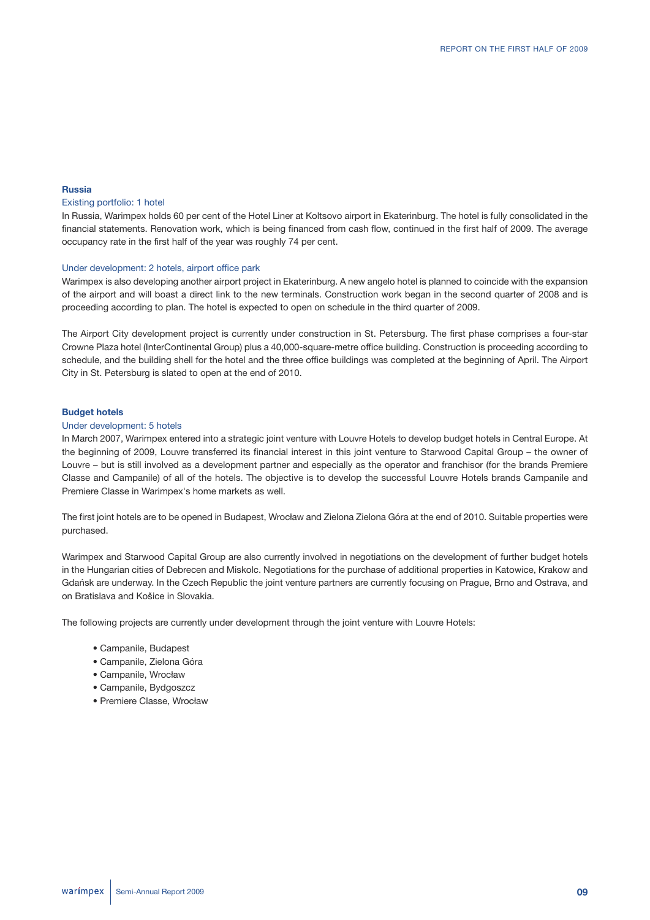## Russia

### Existing portfolio: 1 hotel

In Russia, Warimpex holds 60 per cent of the Hotel Liner at Koltsovo airport in Ekaterinburg. The hotel is fully consolidated in the financial statements. Renovation work, which is being financed from cash flow, continued in the first half of 2009. The average occupancy rate in the first half of the year was roughly 74 per cent.

### Under development: 2 hotels, airport office park

Warimpex is also developing another airport project in Ekaterinburg. A new angelo hotel is planned to coincide with the expansion of the airport and will boast a direct link to the new terminals. Construction work began in the second quarter of 2008 and is proceeding according to plan. The hotel is expected to open on schedule in the third quarter of 2009.

The Airport City development project is currently under construction in St. Petersburg. The first phase comprises a four-star Crowne Plaza hotel (InterContinental Group) plus a 40,000-square-metre office building. Construction is proceeding according to schedule, and the building shell for the hotel and the three office buildings was completed at the beginning of April. The Airport City in St. Petersburg is slated to open at the end of 2010.

## Budget hotels

### Under development: 5 hotels

In March 2007, Warimpex entered into a strategic joint venture with Louvre Hotels to develop budget hotels in Central Europe. At the beginning of 2009, Louvre transferred its financial interest in this joint venture to Starwood Capital Group – the owner of Louvre – but is still involved as a development partner and especially as the operator and franchisor (for the brands Premiere Classe and Campanile) of all of the hotels. The objective is to develop the successful Louvre Hotels brands Campanile and Premiere Classe in Warimpex's home markets as well.

The first joint hotels are to be opened in Budapest, Wrocław and Zielona Zielona Góra at the end of 2010. Suitable properties were purchased.

Warimpex and Starwood Capital Group are also currently involved in negotiations on the development of further budget hotels in the Hungarian cities of Debrecen and Miskolc. Negotiations for the purchase of additional properties in Katowice, Krakow and Gdańsk are underway. In the Czech Republic the joint venture partners are currently focusing on Prague, Brno and Ostrava, and on Bratislava and Košice in Slovakia.

The following projects are currently under development through the joint venture with Louvre Hotels:

- Campanile, Budapest
- Campanile, Zielona Góra
- Campanile, Wrocław
- Campanile, Bydgoszcz
- Premiere Classe, Wrocław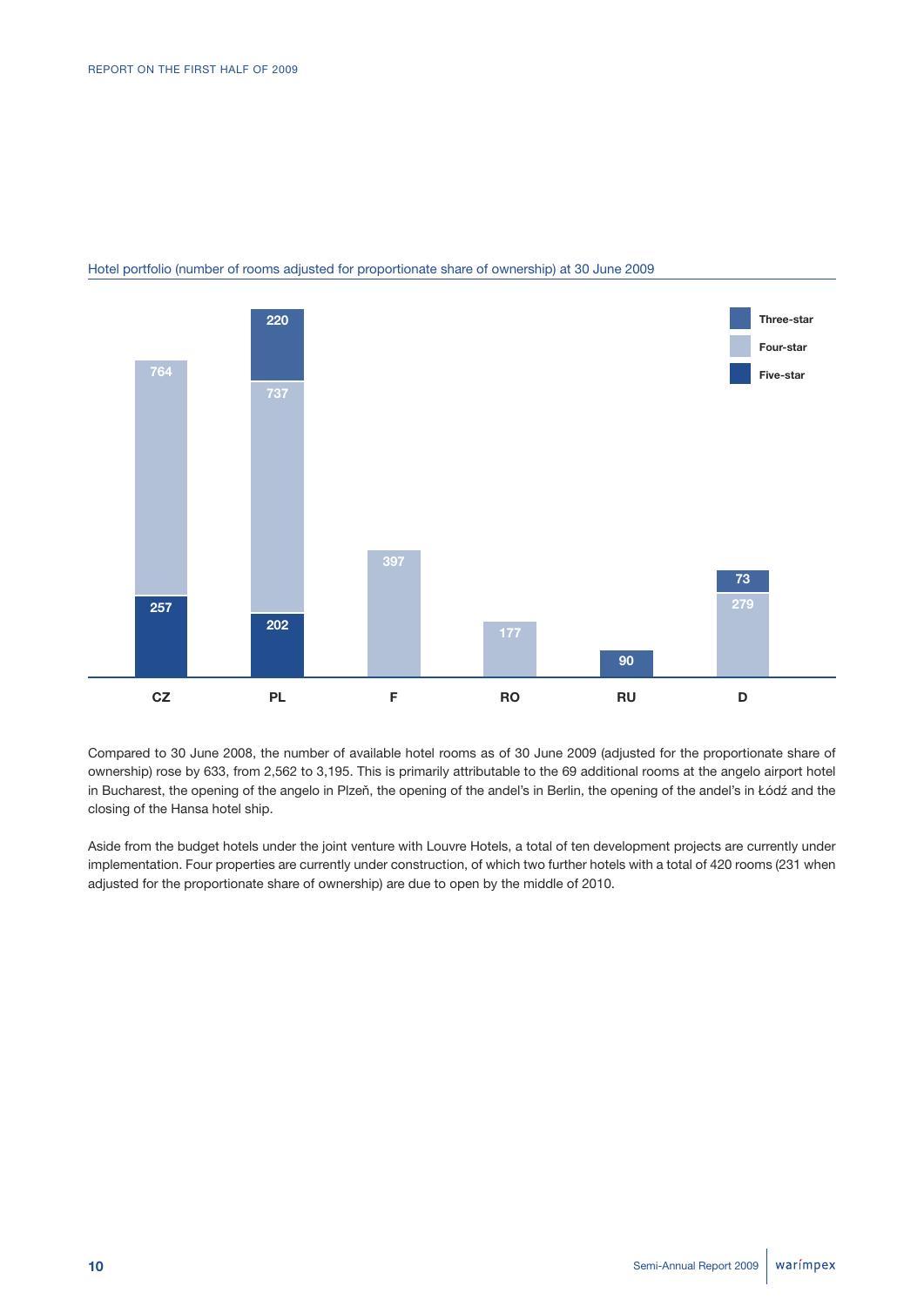Hotel portfolio (number of rooms adjusted for proportionate share of ownership) at 30 June 2009

| | CZ | PL | F | RO | RU | D |
|---|---|---|---|---|---|---|
| Three-star | | 220 | | | 90 | 73 |
| Four-star | 764 | 737 | 397 | 177 | | 279 |
| Five-star | 257 | 202 | | | | |

Compared to 30 June 2008, the number of available hotel rooms as of 30 June 2009 (adjusted for the proportionate share of ownership) rose by 633, from 2,562 to 3,195. This is primarily attributable to the 69 additional rooms at the angelo airport hotel in Bucharest, the opening of the angelo in Plzeň, the opening of the andel's in Berlin, the opening of the andel's in Łódź and the closing of the Hansa hotel ship.

Aside from the budget hotels under the joint venture with Louvre Hotels, a total of ten development projects are currently under implementation. Four properties are currently under construction, of which two further hotels with a total of 420 rooms (231 when adjusted for the proportionate share of ownership) are due to open by the middle of 2010.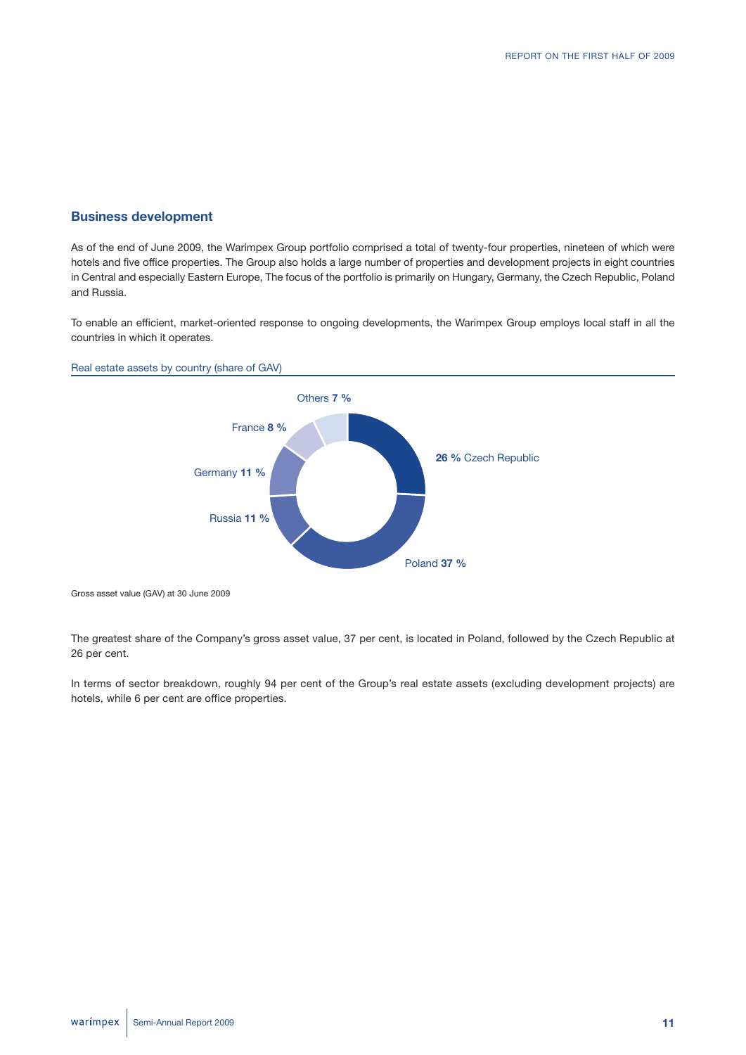## Business development

As of the end of June 2009, the Warimpex Group portfolio comprised a total of twenty-four properties, nineteen of which were hotels and five office properties. The Group also holds a large number of properties and development projects in eight countries in Central and especially Eastern Europe, The focus of the portfolio is primarily on Hungary, Germany, the Czech Republic, Poland and Russia.

To enable an efficient, market-oriented response to ongoing developments, the Warimpex Group employs local staff in all the countries in which it operates.

Real estate assets by country (share of GAV)

| Country | Share of GAV |
| --- | --- |
| Czech Republic | 26 % |
| Poland | 37 % |
| Russia | 11 % |
| Germany | 11 % |
| France | 8 % |
| Others | 7 % |

Gross asset value (GAV) at 30 June 2009

The greatest share of the Company's gross asset value, 37 per cent, is located in Poland, followed by the Czech Republic at 26 per cent.

In terms of sector breakdown, roughly 94 per cent of the Group's real estate assets (excluding development projects) are hotels, while 6 per cent are office properties.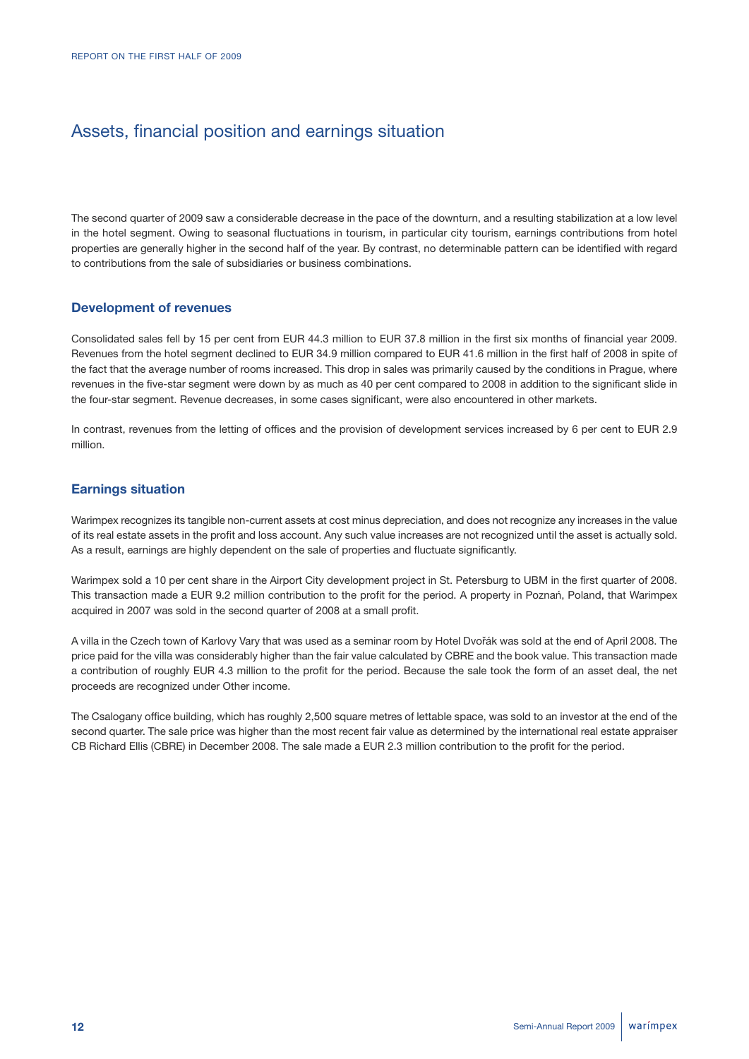# Assets, financial position and earnings situation

The second quarter of 2009 saw a considerable decrease in the pace of the downturn, and a resulting stabilization at a low level in the hotel segment. Owing to seasonal fluctuations in tourism, in particular city tourism, earnings contributions from hotel properties are generally higher in the second half of the year. By contrast, no determinable pattern can be identified with regard to contributions from the sale of subsidiaries or business combinations.

## Development of revenues

Consolidated sales fell by 15 per cent from EUR 44.3 million to EUR 37.8 million in the first six months of financial year 2009. Revenues from the hotel segment declined to EUR 34.9 million compared to EUR 41.6 million in the first half of 2008 in spite of the fact that the average number of rooms increased. This drop in sales was primarily caused by the conditions in Prague, where revenues in the five-star segment were down by as much as 40 per cent compared to 2008 in addition to the significant slide in the four-star segment. Revenue decreases, in some cases significant, were also encountered in other markets.

In contrast, revenues from the letting of offices and the provision of development services increased by 6 per cent to EUR 2.9 million.

## Earnings situation

Warimpex recognizes its tangible non-current assets at cost minus depreciation, and does not recognize any increases in the value of its real estate assets in the profit and loss account. Any such value increases are not recognized until the asset is actually sold. As a result, earnings are highly dependent on the sale of properties and fluctuate significantly.

Warimpex sold a 10 per cent share in the Airport City development project in St. Petersburg to UBM in the first quarter of 2008. This transaction made a EUR 9.2 million contribution to the profit for the period. A property in Poznań, Poland, that Warimpex acquired in 2007 was sold in the second quarter of 2008 at a small profit.

A villa in the Czech town of Karlovy Vary that was used as a seminar room by Hotel Dvořák was sold at the end of April 2008. The price paid for the villa was considerably higher than the fair value calculated by CBRE and the book value. This transaction made a contribution of roughly EUR 4.3 million to the profit for the period. Because the sale took the form of an asset deal, the net proceeds are recognized under Other income.

The Csalogany office building, which has roughly 2,500 square metres of lettable space, was sold to an investor at the end of the second quarter. The sale price was higher than the most recent fair value as determined by the international real estate appraiser CB Richard Ellis (CBRE) in December 2008. The sale made a EUR 2.3 million contribution to the profit for the period.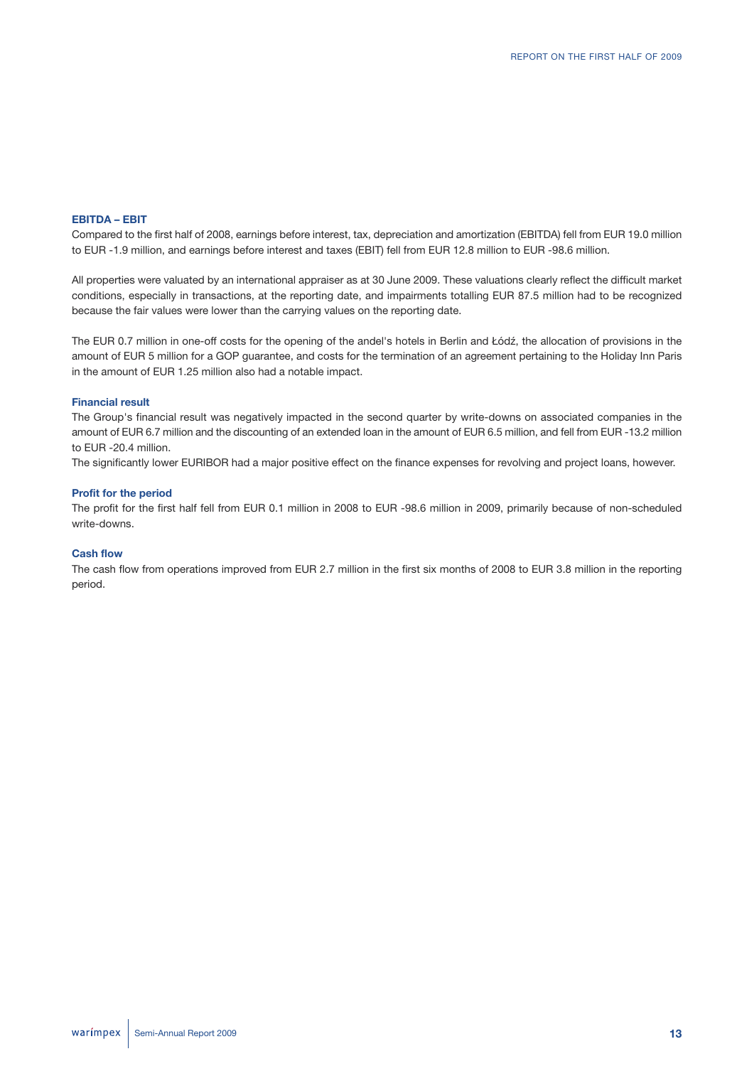### EBITDA – EBIT

Compared to the first half of 2008, earnings before interest, tax, depreciation and amortization (EBITDA) fell from EUR 19.0 million to EUR -1.9 million, and earnings before interest and taxes (EBIT) fell from EUR 12.8 million to EUR -98.6 million.

All properties were valuated by an international appraiser as at 30 June 2009. These valuations clearly reflect the difficult market conditions, especially in transactions, at the reporting date, and impairments totalling EUR 87.5 million had to be recognized because the fair values were lower than the carrying values on the reporting date.

The EUR 0.7 million in one-off costs for the opening of the andel's hotels in Berlin and Łódź, the allocation of provisions in the amount of EUR 5 million for a GOP guarantee, and costs for the termination of an agreement pertaining to the Holiday Inn Paris in the amount of EUR 1.25 million also had a notable impact.

### Financial result

The Group's financial result was negatively impacted in the second quarter by write-downs on associated companies in the amount of EUR 6.7 million and the discounting of an extended loan in the amount of EUR 6.5 million, and fell from EUR -13.2 million to EUR -20.4 million.

The significantly lower EURIBOR had a major positive effect on the finance expenses for revolving and project loans, however.

### Profit for the period

The profit for the first half fell from EUR 0.1 million in 2008 to EUR -98.6 million in 2009, primarily because of non-scheduled write-downs.

### Cash flow

The cash flow from operations improved from EUR 2.7 million in the first six months of 2008 to EUR 3.8 million in the reporting period.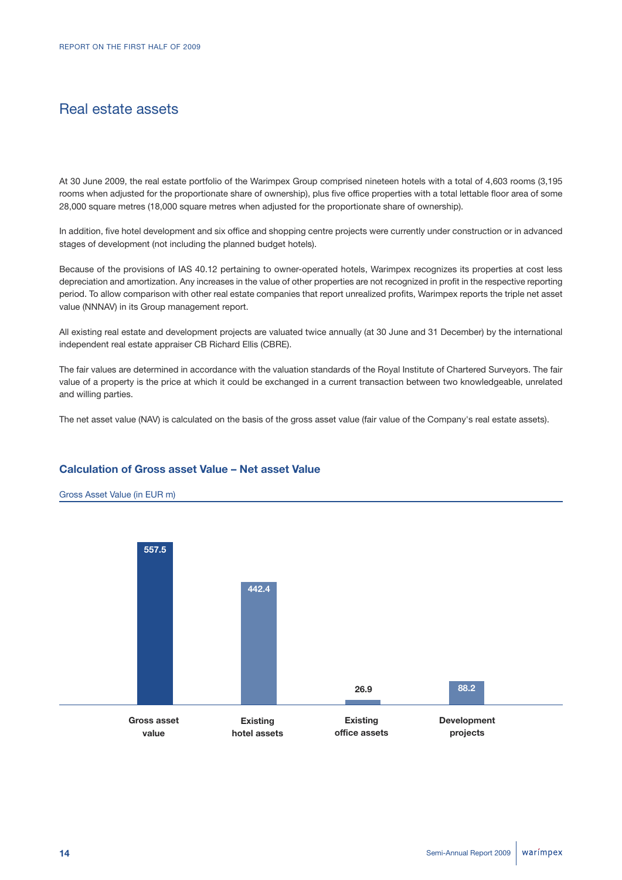# Real estate assets

At 30 June 2009, the real estate portfolio of the Warimpex Group comprised nineteen hotels with a total of 4,603 rooms (3,195 rooms when adjusted for the proportionate share of ownership), plus five office properties with a total lettable floor area of some 28,000 square metres (18,000 square metres when adjusted for the proportionate share of ownership).

In addition, five hotel development and six office and shopping centre projects were currently under construction or in advanced stages of development (not including the planned budget hotels).

Because of the provisions of IAS 40.12 pertaining to owner-operated hotels, Warimpex recognizes its properties at cost less depreciation and amortization. Any increases in the value of other properties are not recognized in profit in the respective reporting period. To allow comparison with other real estate companies that report unrealized profits, Warimpex reports the triple net asset value (NNNAV) in its Group management report.

All existing real estate and development projects are valuated twice annually (at 30 June and 31 December) by the international independent real estate appraiser CB Richard Ellis (CBRE).

The fair values are determined in accordance with the valuation standards of the Royal Institute of Chartered Surveyors. The fair value of a property is the price at which it could be exchanged in a current transaction between two knowledgeable, unrelated and willing parties.

The net asset value (NAV) is calculated on the basis of the gross asset value (fair value of the Company's real estate assets).

## Calculation of Gross asset Value – Net asset Value

Gross Asset Value (in EUR m)

| Gross asset value | Existing hotel assets | Existing office assets | Development projects |
|---|---|---|---|
| 557.5 | 442.4 | 26.9 | 88.2 |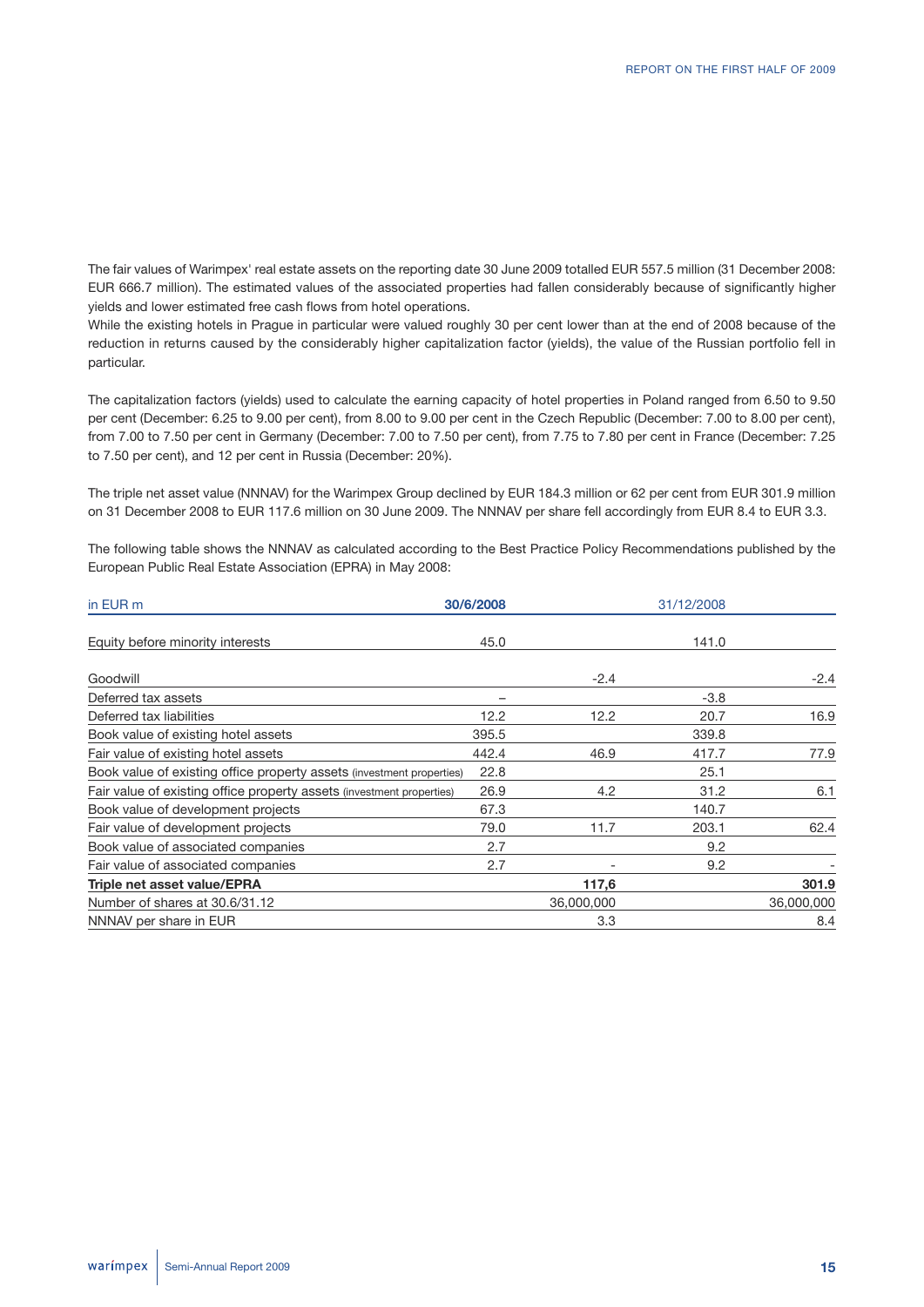The fair values of Warimpex' real estate assets on the reporting date 30 June 2009 totalled EUR 557.5 million (31 December 2008: EUR 666.7 million). The estimated values of the associated properties had fallen considerably because of significantly higher yields and lower estimated free cash flows from hotel operations.
While the existing hotels in Prague in particular were valued roughly 30 per cent lower than at the end of 2008 because of the reduction in returns caused by the considerably higher capitalization factor (yields), the value of the Russian portfolio fell in particular.

The capitalization factors (yields) used to calculate the earning capacity of hotel properties in Poland ranged from 6.50 to 9.50 per cent (December: 6.25 to 9.00 per cent), from 8.00 to 9.00 per cent in the Czech Republic (December: 7.00 to 8.00 per cent), from 7.00 to 7.50 per cent in Germany (December: 7.00 to 7.50 per cent), from 7.75 to 7.80 per cent in France (December: 7.25 to 7.50 per cent), and 12 per cent in Russia (December: 20%).

The triple net asset value (NNNAV) for the Warimpex Group declined by EUR 184.3 million or 62 per cent from EUR 301.9 million on 31 December 2008 to EUR 117.6 million on 30 June 2009. The NNNAV per share fell accordingly from EUR 8.4 to EUR 3.3.

The following table shows the NNNAV as calculated according to the Best Practice Policy Recommendations published by the European Public Real Estate Association (EPRA) in May 2008:

| in EUR m | 30/6/2008 | | 31/12/2008 | |
|---|---|---|---|---|
| Equity before minority interests | 45.0 | | 141.0 | |
| Goodwill | | -2.4 | | -2.4 |
| Deferred tax assets | – | | -3.8 | |
| Deferred tax liabilities | 12.2 | 12.2 | 20.7 | 16.9 |
| Book value of existing hotel assets | 395.5 | | 339.8 | |
| Fair value of existing hotel assets | 442.4 | 46.9 | 417.7 | 77.9 |
| Book value of existing office property assets (investment properties) | 22.8 | | 25.1 | |
| Fair value of existing office property assets (investment properties) | 26.9 | 4.2 | 31.2 | 6.1 |
| Book value of development projects | 67.3 | | 140.7 | |
| Fair value of development projects | 79.0 | 11.7 | 203.1 | 62.4 |
| Book value of associated companies | 2.7 | | 9.2 | |
| Fair value of associated companies | 2.7 | - | 9.2 | - |
| **Triple net asset value/EPRA** | | **117,6** | | **301.9** |
| Number of shares at 30.6/31.12 | | 36,000,000 | | 36,000,000 |
| NNNAV per share in EUR | | 3.3 | | 8.4 |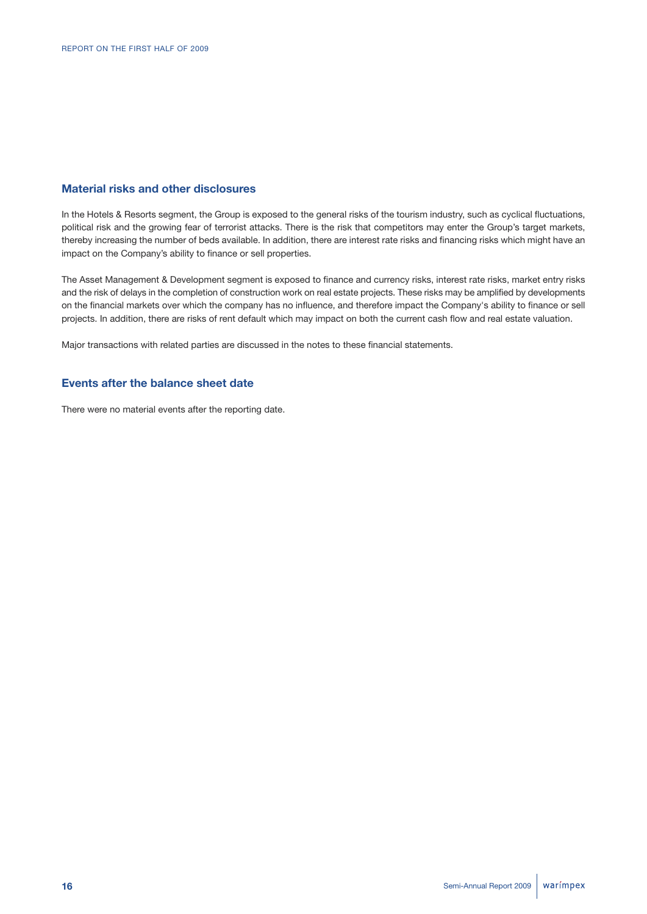## Material risks and other disclosures

In the Hotels & Resorts segment, the Group is exposed to the general risks of the tourism industry, such as cyclical fluctuations, political risk and the growing fear of terrorist attacks. There is the risk that competitors may enter the Group's target markets, thereby increasing the number of beds available. In addition, there are interest rate risks and financing risks which might have an impact on the Company's ability to finance or sell properties.

The Asset Management & Development segment is exposed to finance and currency risks, interest rate risks, market entry risks and the risk of delays in the completion of construction work on real estate projects. These risks may be amplified by developments on the financial markets over which the company has no influence, and therefore impact the Company's ability to finance or sell projects. In addition, there are risks of rent default which may impact on both the current cash flow and real estate valuation.

Major transactions with related parties are discussed in the notes to these financial statements.

## Events after the balance sheet date

There were no material events after the reporting date.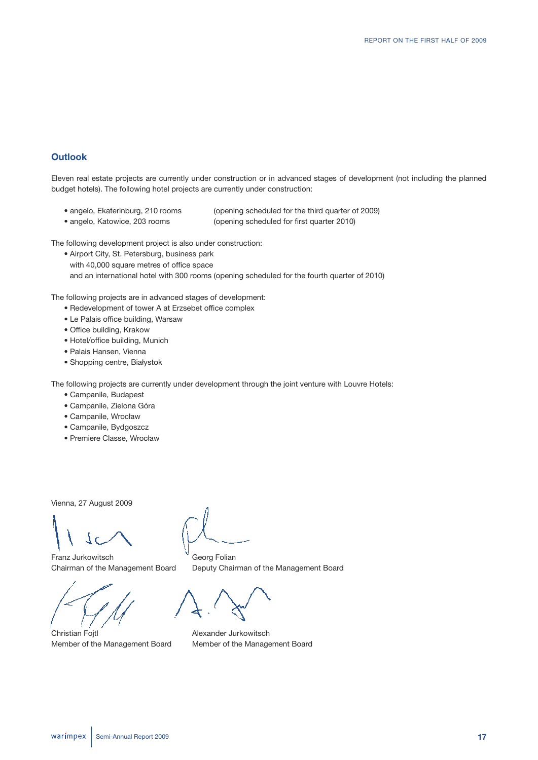## Outlook

Eleven real estate projects are currently under construction or in advanced stages of development (not including the planned budget hotels). The following hotel projects are currently under construction:

- angelo, Ekaterinburg, 210 rooms (opening scheduled for the third quarter of 2009)
- angelo, Katowice, 203 rooms (opening scheduled for first quarter 2010)

The following development project is also under construction:

- Airport City, St. Petersburg, business park with 40,000 square metres of office space and an international hotel with 300 rooms (opening scheduled for the fourth quarter of 2010)

The following projects are in advanced stages of development:

- Redevelopment of tower A at Erzsebet office complex
- Le Palais office building, Warsaw
- Office building, Krakow
- Hotel/office building, Munich
- Palais Hansen, Vienna
- Shopping centre, Białystok

The following projects are currently under development through the joint venture with Louvre Hotels:

- Campanile, Budapest
- Campanile, Zielona Góra
- Campanile, Wrocław
- Campanile, Bydgoszcz
- Premiere Classe, Wrocław

Vienna, 27 August 2009

Franz Jurkowitsch
Chairman of the Management Board

Georg Folian
Deputy Chairman of the Management Board

Christian Fojtl
Member of the Management Board

Alexander Jurkowitsch
Member of the Management Board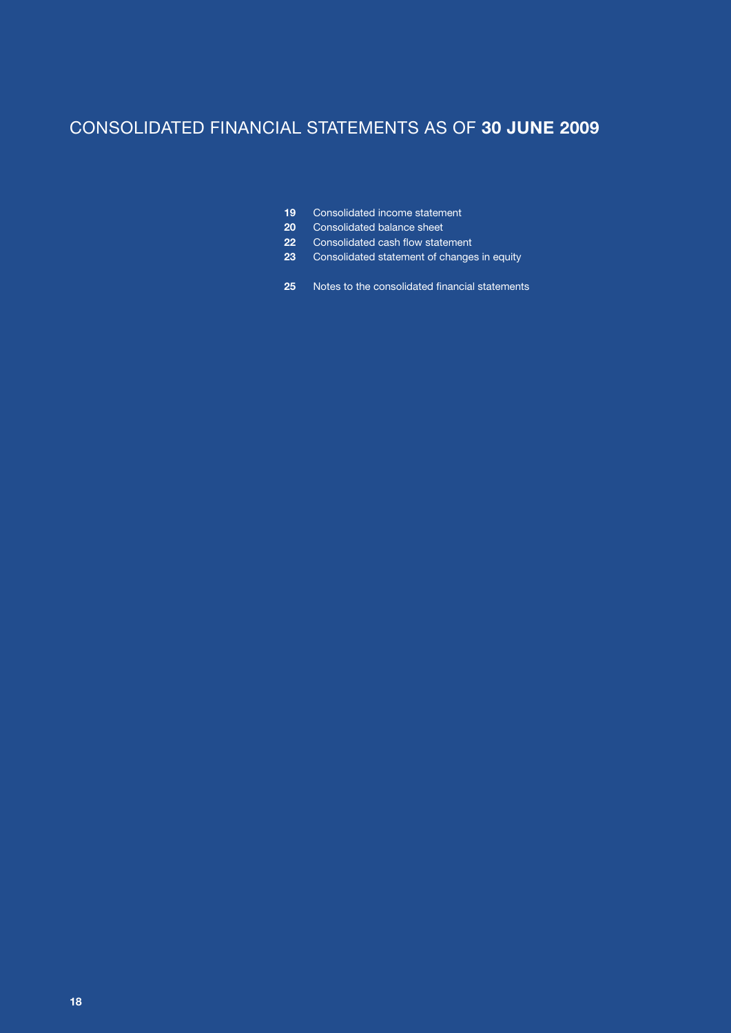# CONSOLIDATED FINANCIAL STATEMENTS AS OF **30 JUNE 2009**

**19** Consolidated income statement
**20** Consolidated balance sheet
**22** Consolidated cash flow statement
**23** Consolidated statement of changes in equity

**25** Notes to the consolidated financial statements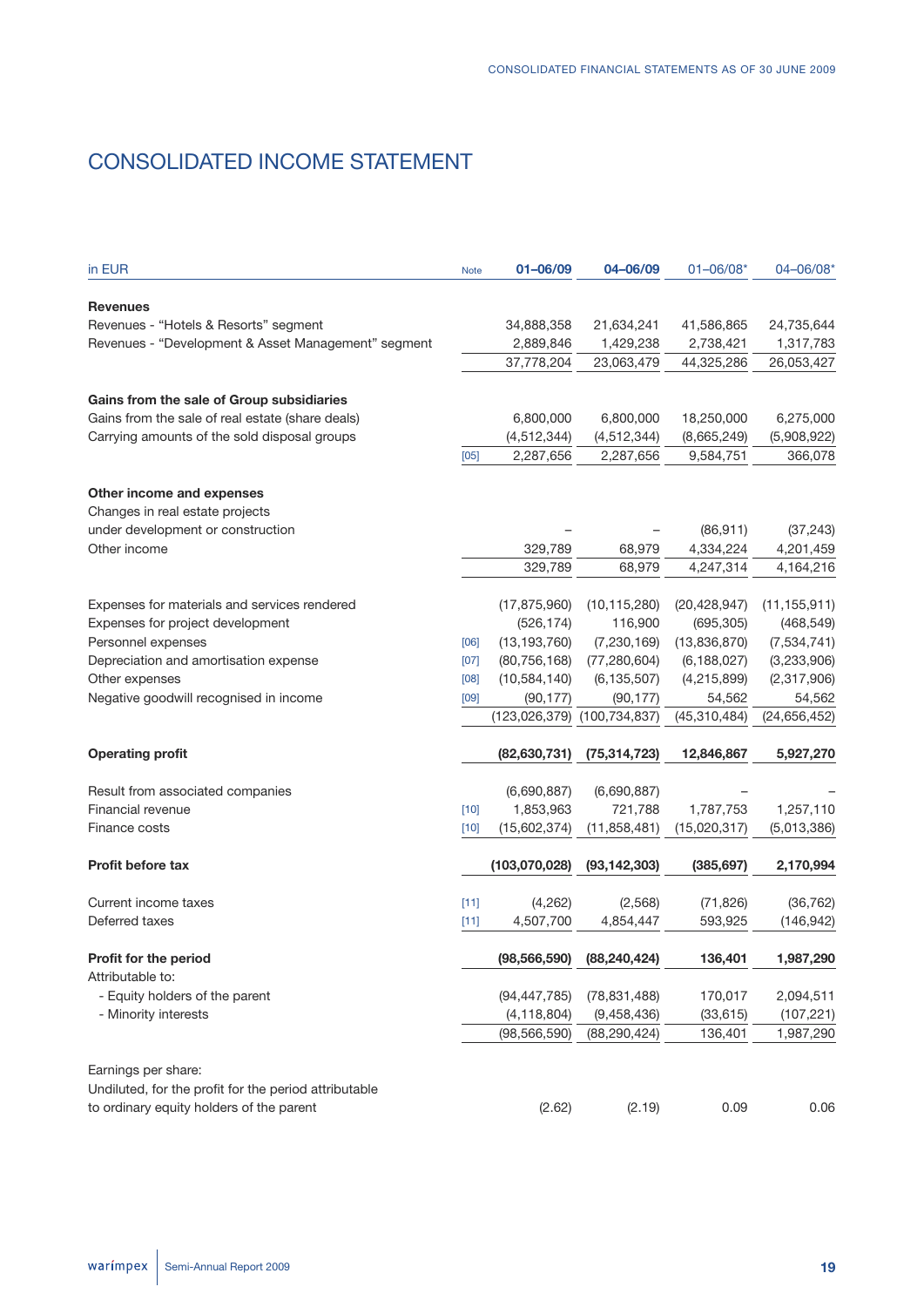# CONSOLIDATED INCOME STATEMENT

| in EUR | Note | 01–06/09 | 04–06/09 | 01–06/08* | 04–06/08* |
|---|---|---|---|---|---|
| **Revenues** | | | | | |
| Revenues - "Hotels & Resorts" segment | | 34,888,358 | 21,634,241 | 41,586,865 | 24,735,644 |
| Revenues - "Development & Asset Management" segment | | 2,889,846 | 1,429,238 | 2,738,421 | 1,317,783 |
| | | 37,778,204 | 23,063,479 | 44,325,286 | 26,053,427 |
| **Gains from the sale of Group subsidiaries** | | | | | |
| Gains from the sale of real estate (share deals) | | 6,800,000 | 6,800,000 | 18,250,000 | 6,275,000 |
| Carrying amounts of the sold disposal groups | | (4,512,344) | (4,512,344) | (8,665,249) | (5,908,922) |
| | [05] | 2,287,656 | 2,287,656 | 9,584,751 | 366,078 |
| **Other income and expenses** | | | | | |
| Changes in real estate projects under development or construction | | – | – | (86,911) | (37,243) |
| Other income | | 329,789 | 68,979 | 4,334,224 | 4,201,459 |
| | | 329,789 | 68,979 | 4,247,314 | 4,164,216 |
| Expenses for materials and services rendered | | (17,875,960) | (10,115,280) | (20,428,947) | (11,155,911) |
| Expenses for project development | | (526,174) | 116,900 | (695,305) | (468,549) |
| Personnel expenses | [06] | (13,193,760) | (7,230,169) | (13,836,870) | (7,534,741) |
| Depreciation and amortisation expense | [07] | (80,756,168) | (77,280,604) | (6,188,027) | (3,233,906) |
| Other expenses | [08] | (10,584,140) | (6,135,507) | (4,215,899) | (2,317,906) |
| Negative goodwill recognised in income | [09] | (90,177) | (90,177) | 54,562 | 54,562 |
| | | (123,026,379) | (100,734,837) | (45,310,484) | (24,656,452) |
| **Operating profit** | | **(82,630,731)** | **(75,314,723)** | **12,846,867** | **5,927,270** |
| Result from associated companies | | (6,690,887) | (6,690,887) | – | – |
| Financial revenue | [10] | 1,853,963 | 721,788 | 1,787,753 | 1,257,110 |
| Finance costs | [10] | (15,602,374) | (11,858,481) | (15,020,317) | (5,013,386) |
| **Profit before tax** | | **(103,070,028)** | **(93,142,303)** | **(385,697)** | **2,170,994** |
| Current income taxes | [11] | (4,262) | (2,568) | (71,826) | (36,762) |
| Deferred taxes | [11] | 4,507,700 | 4,854,447 | 593,925 | (146,942) |
| **Profit for the period** | | **(98,566,590)** | **(88,240,424)** | **136,401** | **1,987,290** |
| Attributable to: | | | | | |
| - Equity holders of the parent | | (94,447,785) | (78,831,488) | 170,017 | 2,094,511 |
| - Minority interests | | (4,118,804) | (9,458,436) | (33,615) | (107,221) |
| | | (98,566,590) | (88,290,424) | 136,401 | 1,987,290 |
| Earnings per share: Undiluted, for the profit for the period attributable to ordinary equity holders of the parent | | (2.62) | (2.19) | 0.09 | 0.06 |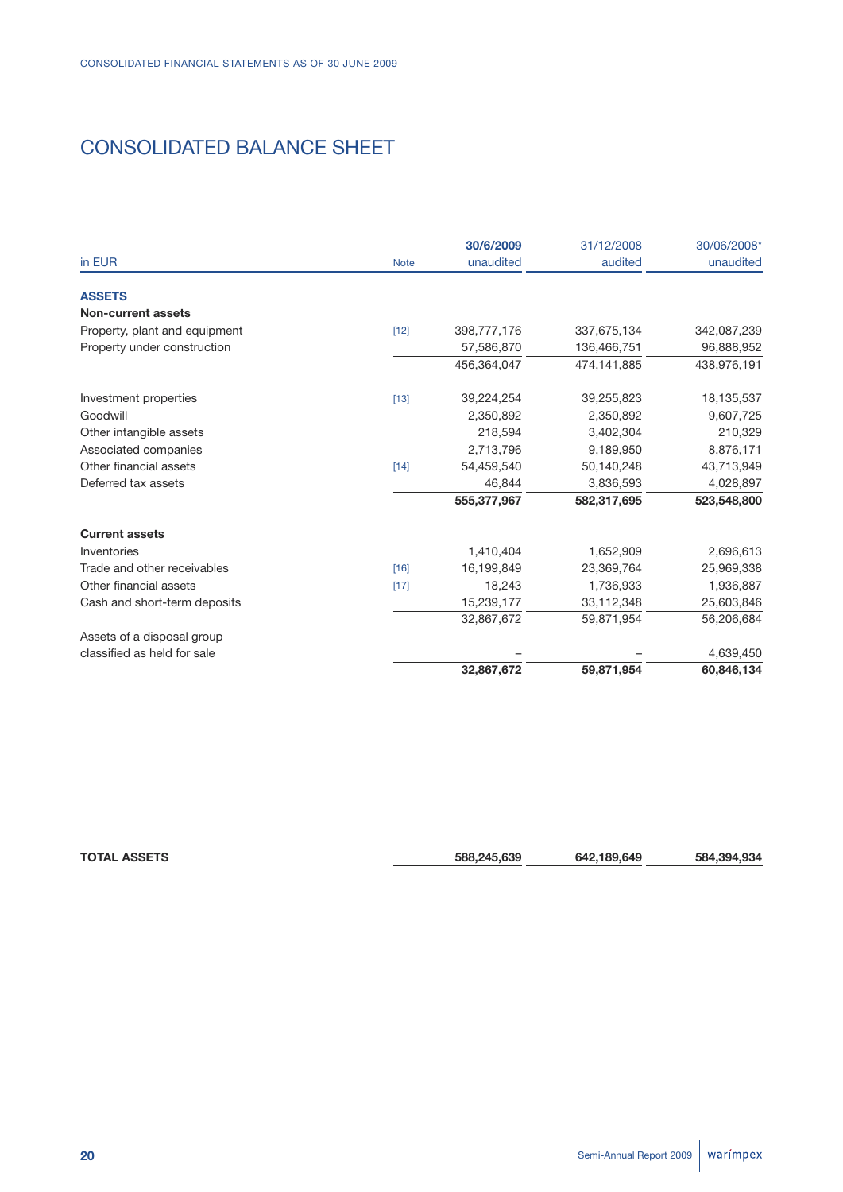# CONSOLIDATED BALANCE SHEET

| in EUR | Note | 30/6/2009 unaudited | 31/12/2008 audited | 30/06/2008* unaudited |
|---|---|---|---|---|
| **ASSETS** | | | | |
| **Non-current assets** | | | | |
| Property, plant and equipment | [12] | 398,777,176 | 337,675,134 | 342,087,239 |
| Property under construction | | 57,586,870 | 136,466,751 | 96,888,952 |
| | | 456,364,047 | 474,141,885 | 438,976,191 |
| Investment properties | [13] | 39,224,254 | 39,255,823 | 18,135,537 |
| Goodwill | | 2,350,892 | 2,350,892 | 9,607,725 |
| Other intangible assets | | 218,594 | 3,402,304 | 210,329 |
| Associated companies | | 2,713,796 | 9,189,950 | 8,876,171 |
| Other financial assets | [14] | 54,459,540 | 50,140,248 | 43,713,949 |
| Deferred tax assets | | 46,844 | 3,836,593 | 4,028,897 |
| | | **555,377,967** | **582,317,695** | **523,548,800** |
| **Current assets** | | | | |
| Inventories | | 1,410,404 | 1,652,909 | 2,696,613 |
| Trade and other receivables | [16] | 16,199,849 | 23,369,764 | 25,969,338 |
| Other financial assets | [17] | 18,243 | 1,736,933 | 1,936,887 |
| Cash and short-term deposits | | 15,239,177 | 33,112,348 | 25,603,846 |
| | | 32,867,672 | 59,871,954 | 56,206,684 |
| Assets of a disposal group classified as held for sale | | – | – | 4,639,450 |
| | | **32,867,672** | **59,871,954** | **60,846,134** |
| **TOTAL ASSETS** | | **588,245,639** | **642,189,649** | **584,394,934** |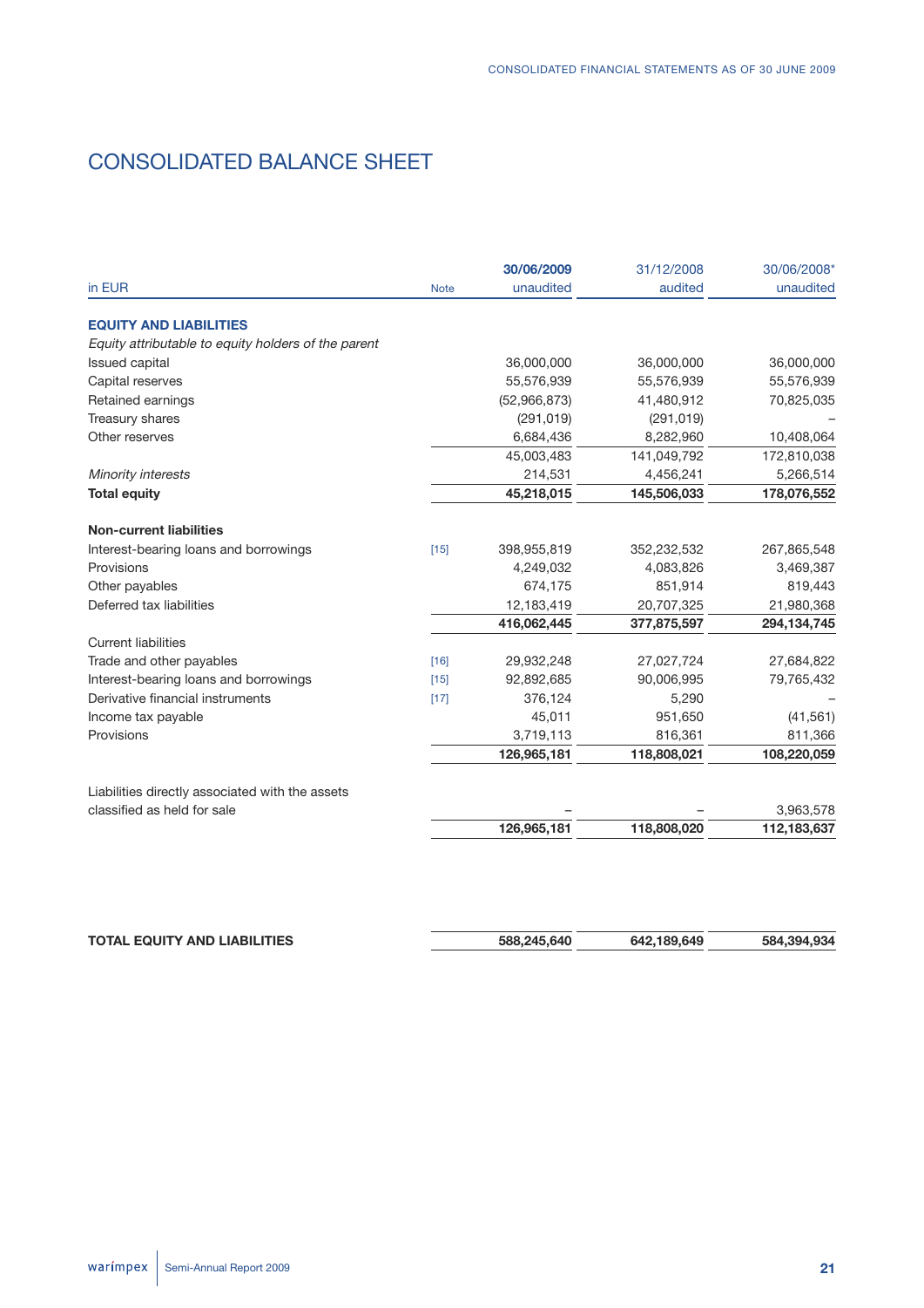# CONSOLIDATED BALANCE SHEET

| in EUR | Note | 30/06/2009 unaudited | 31/12/2008 audited | 30/06/2008* unaudited |
|---|---|---|---|---|
| **EQUITY AND LIABILITIES** | | | | |
| *Equity attributable to equity holders of the parent* | | | | |
| Issued capital | | 36,000,000 | 36,000,000 | 36,000,000 |
| Capital reserves | | 55,576,939 | 55,576,939 | 55,576,939 |
| Retained earnings | | (52,966,873) | 41,480,912 | 70,825,035 |
| Treasury shares | | (291,019) | (291,019) | – |
| Other reserves | | 6,684,436 | 8,282,960 | 10,408,064 |
| | | 45,003,483 | 141,049,792 | 172,810,038 |
| *Minority interests* | | 214,531 | 4,456,241 | 5,266,514 |
| **Total equity** | | **45,218,015** | **145,506,033** | **178,076,552** |
| **Non-current liabilities** | | | | |
| Interest-bearing loans and borrowings | [15] | 398,955,819 | 352,232,532 | 267,865,548 |
| Provisions | | 4,249,032 | 4,083,826 | 3,469,387 |
| Other payables | | 674,175 | 851,914 | 819,443 |
| Deferred tax liabilities | | 12,183,419 | 20,707,325 | 21,980,368 |
| | | **416,062,445** | **377,875,597** | **294,134,745** |
| Current liabilities | | | | |
| Trade and other payables | [16] | 29,932,248 | 27,027,724 | 27,684,822 |
| Interest-bearing loans and borrowings | [15] | 92,892,685 | 90,006,995 | 79,765,432 |
| Derivative financial instruments | [17] | 376,124 | 5,290 | – |
| Income tax payable | | 45,011 | 951,650 | (41,561) |
| Provisions | | 3,719,113 | 816,361 | 811,366 |
| | | **126,965,181** | **118,808,021** | **108,220,059** |
| Liabilities directly associated with the assets classified as held for sale | | – | – | 3,963,578 |
| | | **126,965,181** | **118,808,020** | **112,183,637** |
| **TOTAL EQUITY AND LIABILITIES** | | **588,245,640** | **642,189,649** | **584,394,934** |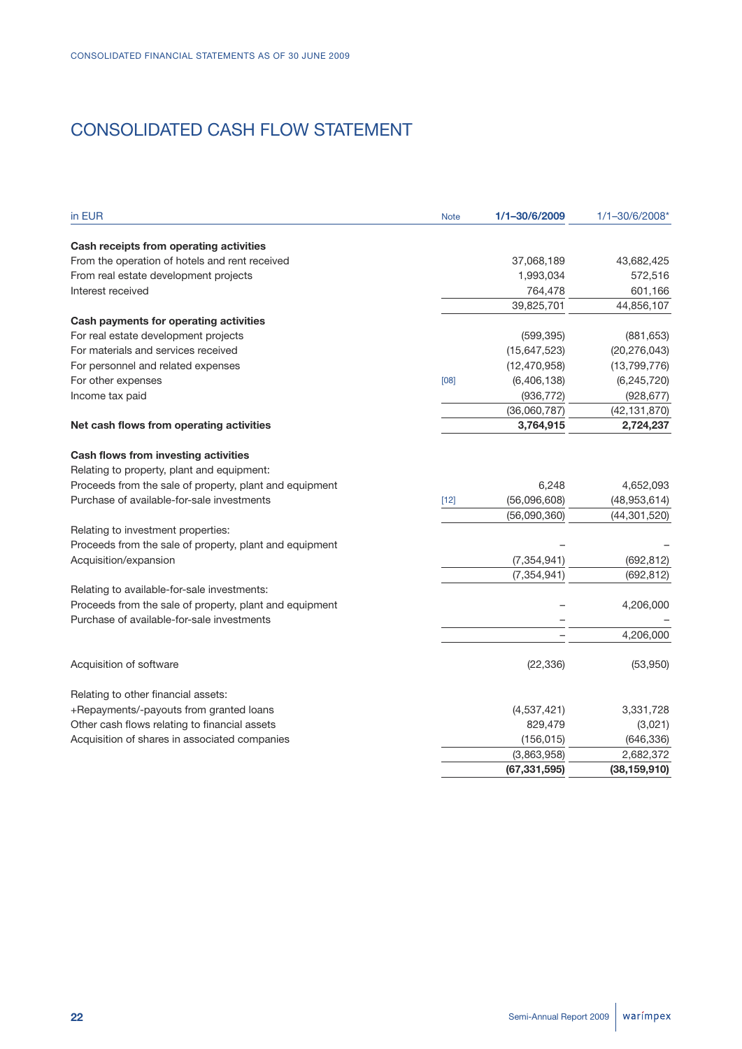# CONSOLIDATED CASH FLOW STATEMENT

| in EUR | Note | 1/1–30/6/2009 | 1/1–30/6/2008* |
|---|---|---|---|
| **Cash receipts from operating activities** | | | |
| From the operation of hotels and rent received | | 37,068,189 | 43,682,425 |
| From real estate development projects | | 1,993,034 | 572,516 |
| Interest received | | 764,478 | 601,166 |
| | | 39,825,701 | 44,856,107 |
| **Cash payments for operating activities** | | | |
| For real estate development projects | | (599,395) | (881,653) |
| For materials and services received | | (15,647,523) | (20,276,043) |
| For personnel and related expenses | | (12,470,958) | (13,799,776) |
| For other expenses | [08] | (6,406,138) | (6,245,720) |
| Income tax paid | | (936,772) | (928,677) |
| | | (36,060,787) | (42,131,870) |
| **Net cash flows from operating activities** | | **3,764,915** | **2,724,237** |
| | | | |
| **Cash flows from investing activities** | | | |
| Relating to property, plant and equipment: | | | |
| Proceeds from the sale of property, plant and equipment | | 6,248 | 4,652,093 |
| Purchase of available-for-sale investments | [12] | (56,096,608) | (48,953,614) |
| | | (56,090,360) | (44,301,520) |
| Relating to investment properties: | | | |
| Proceeds from the sale of property, plant and equipment | | – | – |
| Acquisition/expansion | | (7,354,941) | (692,812) |
| | | (7,354,941) | (692,812) |
| Relating to available-for-sale investments: | | | |
| Proceeds from the sale of property, plant and equipment | | – | 4,206,000 |
| Purchase of available-for-sale investments | | – | – |
| | | – | 4,206,000 |
| | | | |
| Acquisition of software | | (22,336) | (53,950) |
| | | | |
| Relating to other financial assets: | | | |
| +Repayments/-payouts from granted loans | | (4,537,421) | 3,331,728 |
| Other cash flows relating to financial assets | | 829,479 | (3,021) |
| Acquisition of shares in associated companies | | (156,015) | (646,336) |
| | | (3,863,958) | 2,682,372 |
| | | **(67,331,595)** | **(38,159,910)** |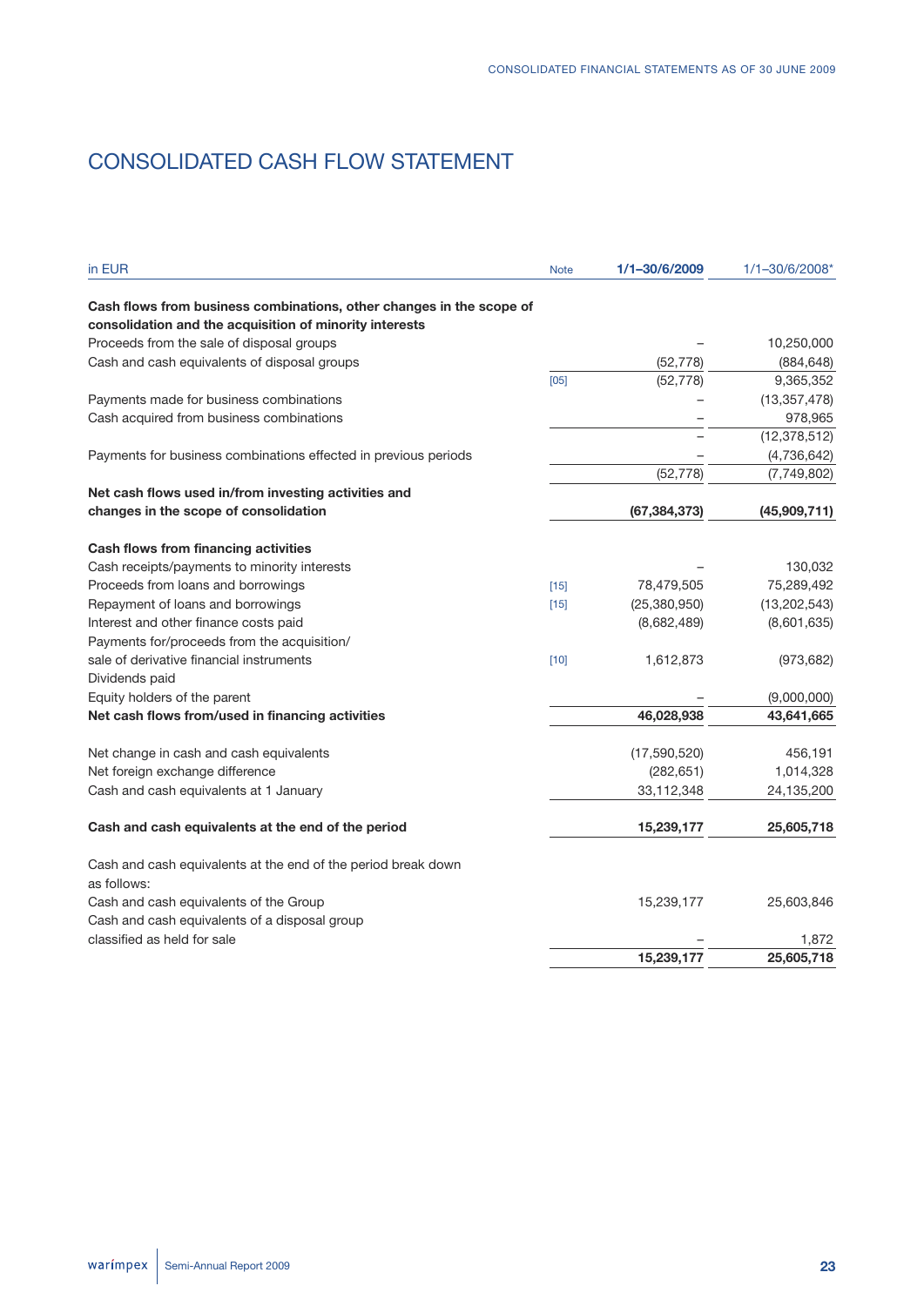# CONSOLIDATED CASH FLOW STATEMENT

| in EUR | Note | 1/1–30/6/2009 | 1/1–30/6/2008* |
|---|---|---|---|
| **Cash flows from business combinations, other changes in the scope of consolidation and the acquisition of minority interests** | | | |
| Proceeds from the sale of disposal groups | | – | 10,250,000 |
| Cash and cash equivalents of disposal groups | | (52,778) | (884,648) |
| | [05] | (52,778) | 9,365,352 |
| Payments made for business combinations | | – | (13,357,478) |
| Cash acquired from business combinations | | – | 978,965 |
| | | – | (12,378,512) |
| Payments for business combinations effected in previous periods | | – | (4,736,642) |
| | | (52,778) | (7,749,802) |
| **Net cash flows used in/from investing activities and changes in the scope of consolidation** | | **(67,384,373)** | **(45,909,711)** |
| **Cash flows from financing activities** | | | |
| Cash receipts/payments to minority interests | | – | 130,032 |
| Proceeds from loans and borrowings | [15] | 78,479,505 | 75,289,492 |
| Repayment of loans and borrowings | [15] | (25,380,950) | (13,202,543) |
| Interest and other finance costs paid | | (8,682,489) | (8,601,635) |
| Payments for/proceeds from the acquisition/ sale of derivative financial instruments | [10] | 1,612,873 | (973,682) |
| Dividends paid | | | |
| Equity holders of the parent | | – | (9,000,000) |
| **Net cash flows from/used in financing activities** | | **46,028,938** | **43,641,665** |
| Net change in cash and cash equivalents | | (17,590,520) | 456,191 |
| Net foreign exchange difference | | (282,651) | 1,014,328 |
| Cash and cash equivalents at 1 January | | 33,112,348 | 24,135,200 |
| **Cash and cash equivalents at the end of the period** | | **15,239,177** | **25,605,718** |
| Cash and cash equivalents at the end of the period break down as follows: | | | |
| Cash and cash equivalents of the Group | | 15,239,177 | 25,603,846 |
| Cash and cash equivalents of a disposal group classified as held for sale | | – | 1,872 |
| | | **15,239,177** | **25,605,718** |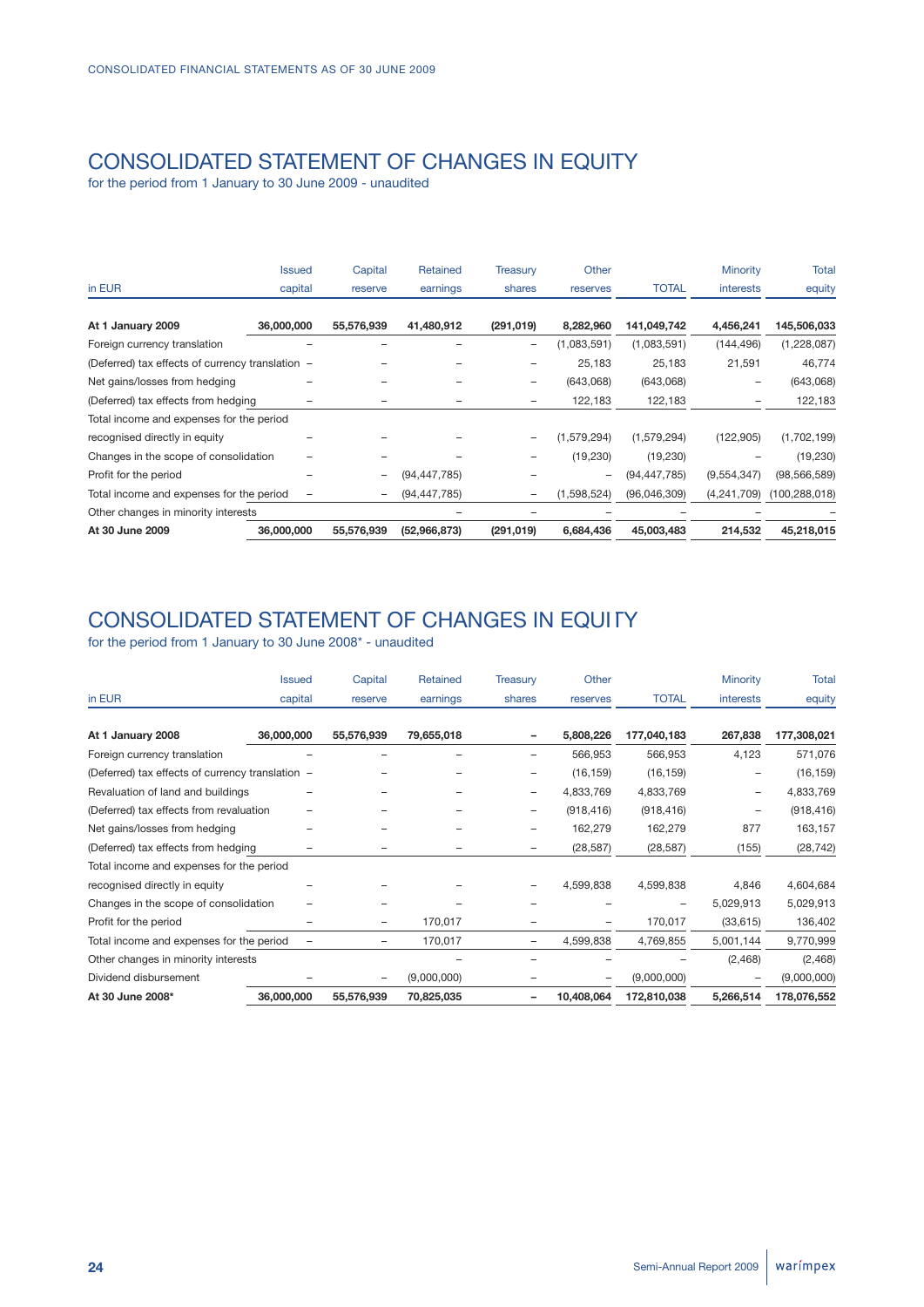## CONSOLIDATED STATEMENT OF CHANGES IN EQUITY

for the period from 1 January to 30 June 2009 - unaudited

| in EUR | Issued capital | Capital reserve | Retained earnings | Treasury shares | Other reserves | TOTAL | Minority interests | Total equity |
|---|---|---|---|---|---|---|---|---|
| **At 1 January 2009** | **36,000,000** | **55,576,939** | **41,480,912** | **(291,019)** | **8,282,960** | **141,049,742** | **4,456,241** | **145,506,033** |
| Foreign currency translation | – | – | – | – | (1,083,591) | (1,083,591) | (144,496) | (1,228,087) |
| (Deferred) tax effects of currency translation | – | – | – | – | 25,183 | 25,183 | 21,591 | 46,774 |
| Net gains/losses from hedging | – | – | – | – | (643,068) | (643,068) | – | (643,068) |
| (Deferred) tax effects from hedging | – | – | – | – | 122,183 | 122,183 | – | 122,183 |
| Total income and expenses for the period recognised directly in equity | – | – | – | – | (1,579,294) | (1,579,294) | (122,905) | (1,702,199) |
| Changes in the scope of consolidation | – | – | – | – | (19,230) | (19,230) | – | (19,230) |
| Profit for the period | – | – | (94,447,785) | – | – | (94,447,785) | (9,554,347) | (98,566,589) |
| Total income and expenses for the period | – | – | (94,447,785) | – | (1,598,524) | (96,046,309) | (4,241,709) | (100,288,018) |
| Other changes in minority interests | | | – | – | | – | – | – |
| **At 30 June 2009** | **36,000,000** | **55,576,939** | **(52,966,873)** | **(291,019)** | **6,684,436** | **45,003,483** | **214,532** | **45,218,015** |

## CONSOLIDATED STATEMENT OF CHANGES IN EQUITY

for the period from 1 January to 30 June 2008* - unaudited

| in EUR | Issued capital | Capital reserve | Retained earnings | Treasury shares | Other reserves | TOTAL | Minority interests | Total equity |
|---|---|---|---|---|---|---|---|---|
| **At 1 January 2008** | **36,000,000** | **55,576,939** | **79,655,018** | **–** | **5,808,226** | **177,040,183** | **267,838** | **177,308,021** |
| Foreign currency translation | – | – | – | – | 566,953 | 566,953 | 4,123 | 571,076 |
| (Deferred) tax effects of currency translation | – | – | – | – | (16,159) | (16,159) | – | (16,159) |
| Revaluation of land and buildings | – | – | – | – | 4,833,769 | 4,833,769 | – | 4,833,769 |
| (Deferred) tax effects from revaluation | – | – | – | – | (918,416) | (918,416) | – | (918,416) |
| Net gains/losses from hedging | – | – | – | – | 162,279 | 162,279 | 877 | 163,157 |
| (Deferred) tax effects from hedging | – | – | – | – | (28,587) | (28,587) | (155) | (28,742) |
| Total income and expenses for the period recognised directly in equity | – | – | – | – | 4,599,838 | 4,599,838 | 4,846 | 4,604,684 |
| Changes in the scope of consolidation | – | – | – | – | – | – | 5,029,913 | 5,029,913 |
| Profit for the period | – | – | 170,017 | – | – | 170,017 | (33,615) | 136,402 |
| Total income and expenses for the period | – | – | 170,017 | – | 4,599,838 | 4,769,855 | 5,001,144 | 9,770,999 |
| Other changes in minority interests | | | – | – | – | – | (2,468) | (2,468) |
| Dividend disbursement | – | – | (9,000,000) | – | – | (9,000,000) | – | (9,000,000) |
| **At 30 June 2008*** | **36,000,000** | **55,576,939** | **70,825,035** | **–** | **10,408,064** | **172,810,038** | **5,266,514** | **178,076,552** |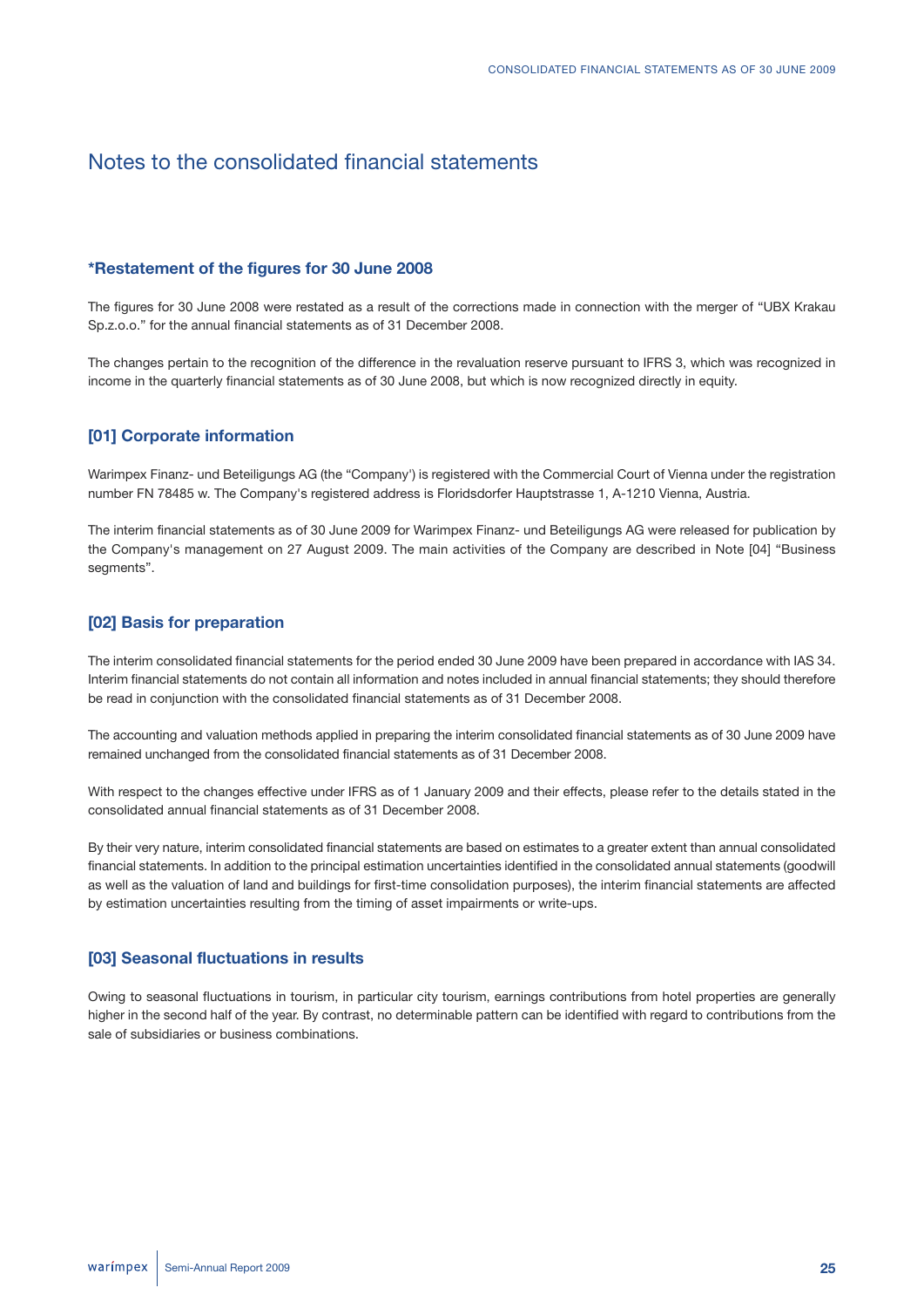# Notes to the consolidated financial statements

## *Restatement of the figures for 30 June 2008

The figures for 30 June 2008 were restated as a result of the corrections made in connection with the merger of "UBX Krakau Sp.z.o.o." for the annual financial statements as of 31 December 2008.

The changes pertain to the recognition of the difference in the revaluation reserve pursuant to IFRS 3, which was recognized in income in the quarterly financial statements as of 30 June 2008, but which is now recognized directly in equity.

## [01] Corporate information

Warimpex Finanz- und Beteiligungs AG (the "Company') is registered with the Commercial Court of Vienna under the registration number FN 78485 w. The Company's registered address is Floridsdorfer Hauptstrasse 1, A-1210 Vienna, Austria.

The interim financial statements as of 30 June 2009 for Warimpex Finanz- und Beteiligungs AG were released for publication by the Company's management on 27 August 2009. The main activities of the Company are described in Note [04] "Business segments".

## [02] Basis for preparation

The interim consolidated financial statements for the period ended 30 June 2009 have been prepared in accordance with IAS 34. Interim financial statements do not contain all information and notes included in annual financial statements; they should therefore be read in conjunction with the consolidated financial statements as of 31 December 2008.

The accounting and valuation methods applied in preparing the interim consolidated financial statements as of 30 June 2009 have remained unchanged from the consolidated financial statements as of 31 December 2008.

With respect to the changes effective under IFRS as of 1 January 2009 and their effects, please refer to the details stated in the consolidated annual financial statements as of 31 December 2008.

By their very nature, interim consolidated financial statements are based on estimates to a greater extent than annual consolidated financial statements. In addition to the principal estimation uncertainties identified in the consolidated annual statements (goodwill as well as the valuation of land and buildings for first-time consolidation purposes), the interim financial statements are affected by estimation uncertainties resulting from the timing of asset impairments or write-ups.

## [03] Seasonal fluctuations in results

Owing to seasonal fluctuations in tourism, in particular city tourism, earnings contributions from hotel properties are generally higher in the second half of the year. By contrast, no determinable pattern can be identified with regard to contributions from the sale of subsidiaries or business combinations.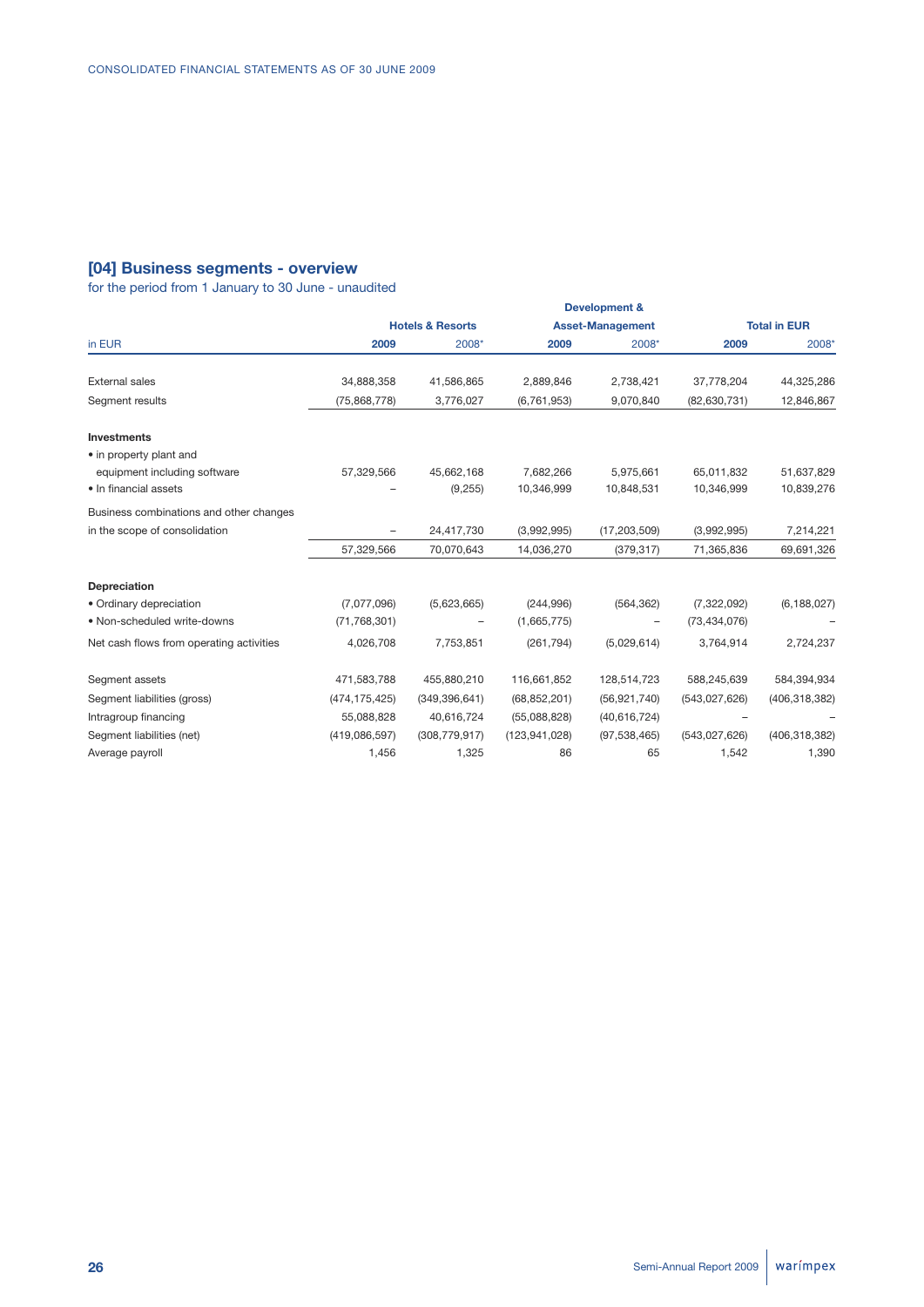## [04] Business segments - overview

for the period from 1 January to 30 June - unaudited

| in EUR | Hotels & Resorts | | Development & Asset-Management | | Total in EUR | |
|---|---|---|---|---|---|---|
| | **2009** | 2008* | **2009** | 2008* | **2009** | 2008* |
| External sales | 34,888,358 | 41,586,865 | 2,889,846 | 2,738,421 | 37,778,204 | 44,325,286 |
| Segment results | (75,868,778) | 3,776,027 | (6,761,953) | 9,070,840 | (82,630,731) | 12,846,867 |
| **Investments** | | | | | | |
| • in property plant and equipment including software | 57,329,566 | 45,662,168 | 7,682,266 | 5,975,661 | 65,011,832 | 51,637,829 |
| • In financial assets | – | (9,255) | 10,346,999 | 10,848,531 | 10,346,999 | 10,839,276 |
| Business combinations and other changes in the scope of consolidation | – | 24,417,730 | (3,992,995) | (17,203,509) | (3,992,995) | 7,214,221 |
| | 57,329,566 | 70,070,643 | 14,036,270 | (379,317) | 71,365,836 | 69,691,326 |
| **Depreciation** | | | | | | |
| • Ordinary depreciation | (7,077,096) | (5,623,665) | (244,996) | (564,362) | (7,322,092) | (6,188,027) |
| • Non-scheduled write-downs | (71,768,301) | – | (1,665,775) | – | (73,434,076) | – |
| Net cash flows from operating activities | 4,026,708 | 7,753,851 | (261,794) | (5,029,614) | 3,764,914 | 2,724,237 |
| Segment assets | 471,583,788 | 455,880,210 | 116,661,852 | 128,514,723 | 588,245,639 | 584,394,934 |
| Segment liabilities (gross) | (474,175,425) | (349,396,641) | (68,852,201) | (56,921,740) | (543,027,626) | (406,318,382) |
| Intragroup financing | 55,088,828 | 40,616,724 | (55,088,828) | (40,616,724) | – | – |
| Segment liabilities (net) | (419,086,597) | (308,779,917) | (123,941,028) | (97,538,465) | (543,027,626) | (406,318,382) |
| Average payroll | 1,456 | 1,325 | 86 | 65 | 1,542 | 1,390 |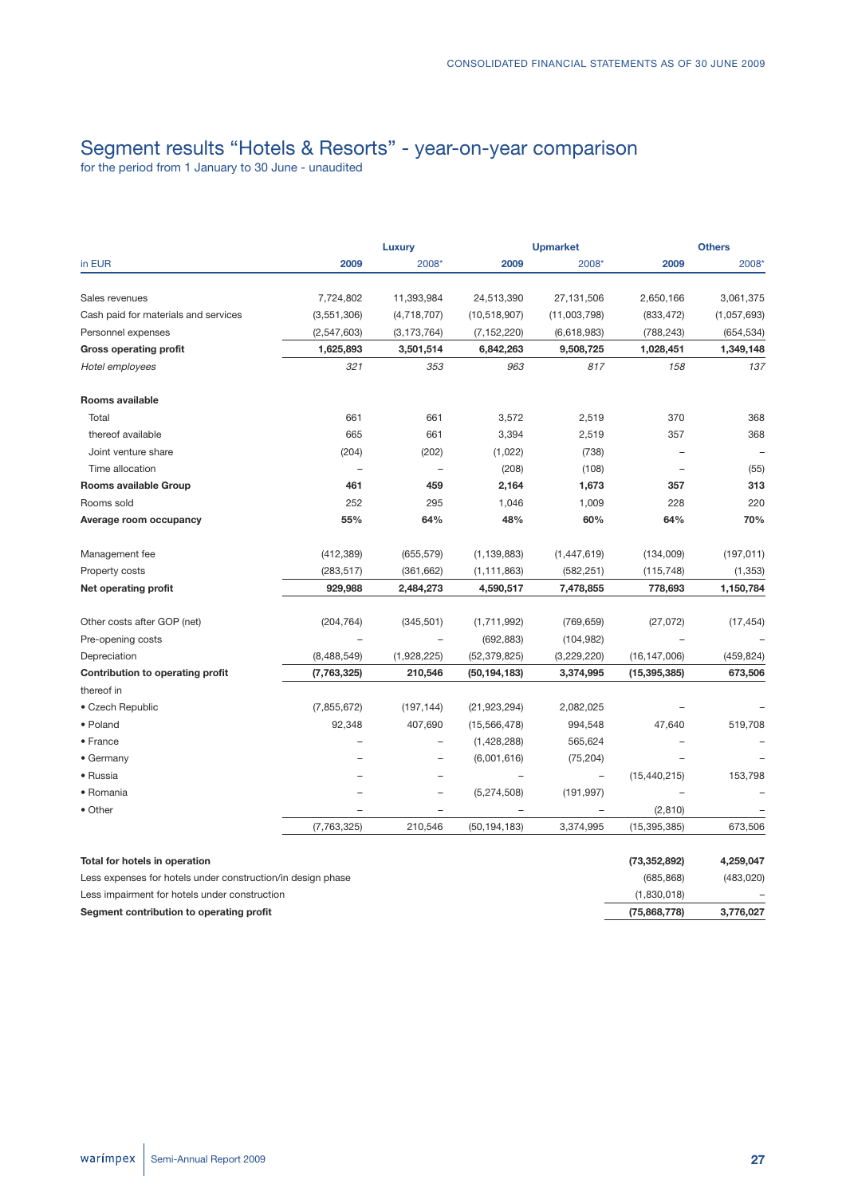## Segment results "Hotels & Resorts" - year-on-year comparison

for the period from 1 January to 30 June - unaudited

| | Luxury | | Upmarket | | Others | |
|---|---|---|---|---|---|---|
| in EUR | 2009 | 2008* | 2009 | 2008* | 2009 | 2008* |
| Sales revenues | 7,724,802 | 11,393,984 | 24,513,390 | 27,131,506 | 2,650,166 | 3,061,375 |
| Cash paid for materials and services | (3,551,306) | (4,718,707) | (10,518,907) | (11,003,798) | (833,472) | (1,057,693) |
| Personnel expenses | (2,547,603) | (3,173,764) | (7,152,220) | (6,618,983) | (788,243) | (654,534) |
| **Gross operating profit** | **1,625,893** | **3,501,514** | **6,842,263** | **9,508,725** | **1,028,451** | **1,349,148** |
| *Hotel employees* | *321* | *353* | *963* | *817* | *158* | *137* |
| **Rooms available** | | | | | | |
| Total | 661 | 661 | 3,572 | 2,519 | 370 | 368 |
| thereof available | 665 | 661 | 3,394 | 2,519 | 357 | 368 |
| Joint venture share | (204) | (202) | (1,022) | (738) | – | – |
| Time allocation | – | – | (208) | (108) | – | (55) |
| **Rooms available Group** | **461** | **459** | **2,164** | **1,673** | **357** | **313** |
| Rooms sold | 252 | 295 | 1,046 | 1,009 | 228 | 220 |
| **Average room occupancy** | **55%** | **64%** | **48%** | **60%** | **64%** | **70%** |
| Management fee | (412,389) | (655,579) | (1,139,883) | (1,447,619) | (134,009) | (197,011) |
| Property costs | (283,517) | (361,662) | (1,111,863) | (582,251) | (115,748) | (1,353) |
| **Net operating profit** | **929,988** | **2,484,273** | **4,590,517** | **7,478,855** | **778,693** | **1,150,784** |
| Other costs after GOP (net) | (204,764) | (345,501) | (1,711,992) | (769,659) | (27,072) | (17,454) |
| Pre-opening costs | – | – | (692,883) | (104,982) | – | – |
| Depreciation | (8,488,549) | (1,928,225) | (52,379,825) | (3,229,220) | (16,147,006) | (459,824) |
| **Contribution to operating profit** | **(7,763,325)** | **210,546** | **(50,194,183)** | **3,374,995** | **(15,395,385)** | **673,506** |
| thereof in | | | | | | |
| • Czech Republic | (7,855,672) | (197,144) | (21,923,294) | 2,082,025 | – | – |
| • Poland | 92,348 | 407,690 | (15,566,478) | 994,548 | 47,640 | 519,708 |
| • France | – | – | (1,428,288) | 565,624 | – | – |
| • Germany | – | – | (6,001,616) | (75,204) | – | – |
| • Russia | – | – | – | – | (15,440,215) | 153,798 |
| • Romania | – | – | (5,274,508) | (191,997) | – | – |
| • Other | – | – | – | – | (2,810) | – |
| | (7,763,325) | 210,546 | (50,194,183) | 3,374,995 | (15,395,385) | 673,506 |
| **Total for hotels in operation** | | | | | **(73,352,892)** | **4,259,047** |
| Less expenses for hotels under construction/in design phase | | | | | (685,868) | (483,020) |
| Less impairment for hotels under construction | | | | | (1,830,018) | – |
| **Segment contribution to operating profit** | | | | | **(75,868,778)** | **3,776,027** |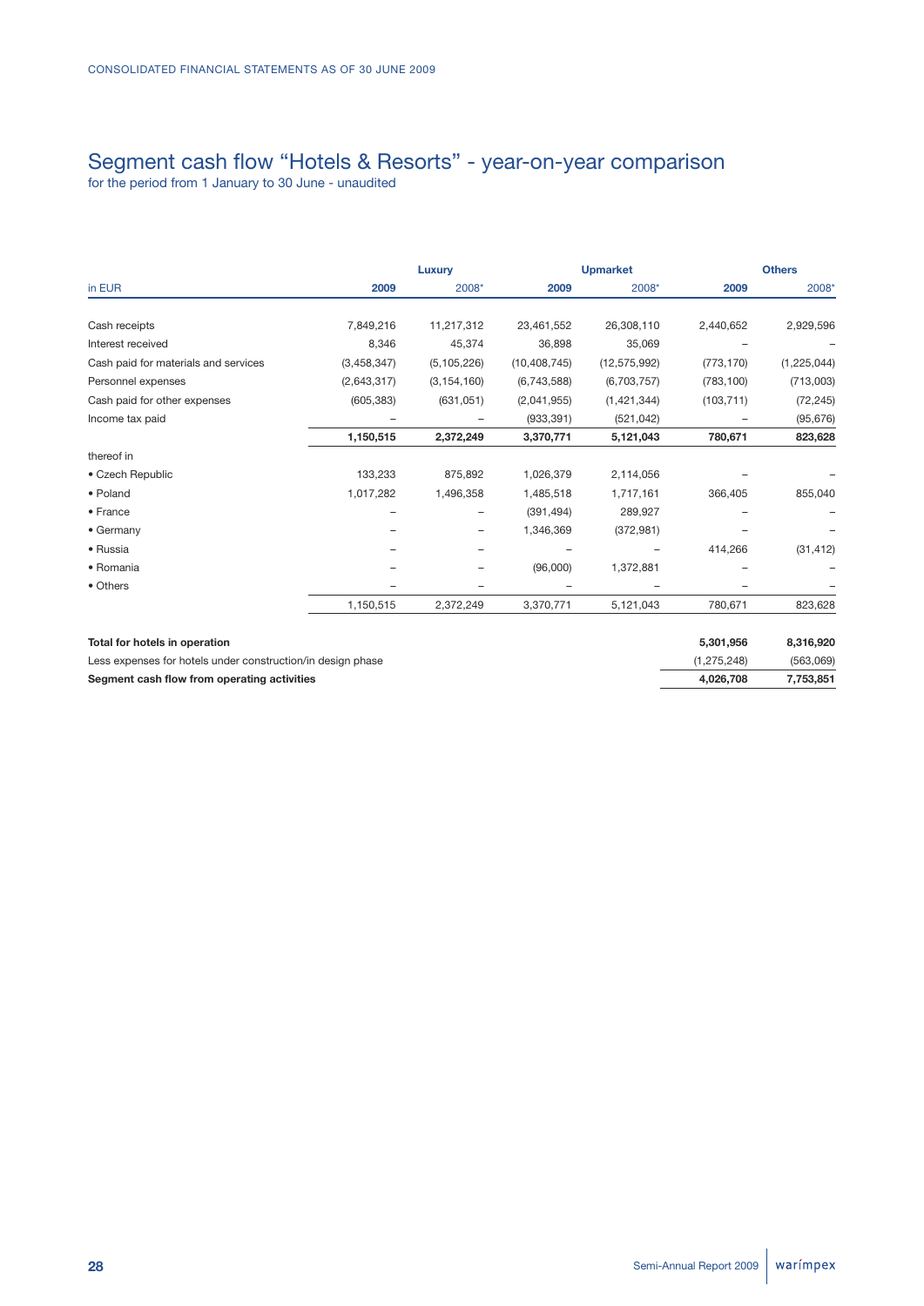# Segment cash flow "Hotels & Resorts" - year-on-year comparison

for the period from 1 January to 30 June - unaudited

| in EUR | Luxury 2009 | Luxury 2008* | Upmarket 2009 | Upmarket 2008* | Others 2009 | Others 2008* |
|---|---|---|---|---|---|---|
| Cash receipts | 7,849,216 | 11,217,312 | 23,461,552 | 26,308,110 | 2,440,652 | 2,929,596 |
| Interest received | 8,346 | 45,374 | 36,898 | 35,069 | – | – |
| Cash paid for materials and services | (3,458,347) | (5,105,226) | (10,408,745) | (12,575,992) | (773,170) | (1,225,044) |
| Personnel expenses | (2,643,317) | (3,154,160) | (6,743,588) | (6,703,757) | (783,100) | (713,003) |
| Cash paid for other expenses | (605,383) | (631,051) | (2,041,955) | (1,421,344) | (103,711) | (72,245) |
| Income tax paid | – | – | (933,391) | (521,042) | – | (95,676) |
| | **1,150,515** | **2,372,249** | **3,370,771** | **5,121,043** | **780,671** | **823,628** |
| thereof in | | | | | | |
| • Czech Republic | 133,233 | 875,892 | 1,026,379 | 2,114,056 | – | – |
| • Poland | 1,017,282 | 1,496,358 | 1,485,518 | 1,717,161 | 366,405 | 855,040 |
| • France | – | – | (391,494) | 289,927 | – | – |
| • Germany | – | – | 1,346,369 | (372,981) | – | – |
| • Russia | – | – | – | – | 414,266 | (31,412) |
| • Romania | – | – | (96,000) | 1,372,881 | – | – |
| • Others | – | – | – | – | – | – |
| | 1,150,515 | 2,372,249 | 3,370,771 | 5,121,043 | 780,671 | 823,628 |

| in EUR | 2009 | 2008* |
|---|---|---|
| **Total for hotels in operation** | **5,301,956** | **8,316,920** |
| Less expenses for hotels under construction/in design phase | (1,275,248) | (563,069) |
| **Segment cash flow from operating activities** | **4,026,708** | **7,753,851** |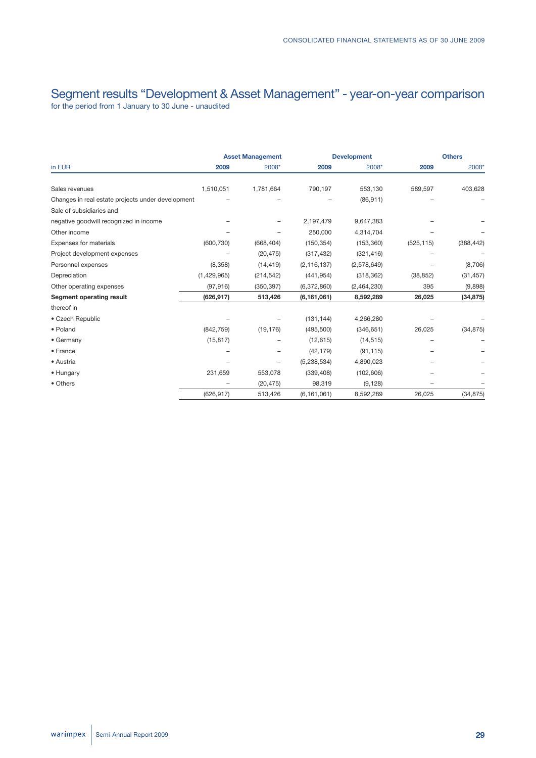# Segment results "Development & Asset Management" - year-on-year comparison

for the period from 1 January to 30 June - unaudited

| in EUR | Asset Management | | Development | | Others | |
|---|---|---|---|---|---|---|
| | **2009** | 2008* | **2009** | 2008* | **2009** | 2008* |
| Sales revenues | 1,510,051 | 1,781,664 | 790,197 | 553,130 | 589,597 | 403,628 |
| Changes in real estate projects under development | – | – | – | (86,911) | – | – |
| Sale of subsidiaries and negative goodwill recognized in income | – | – | 2,197,479 | 9,647,383 | – | – |
| Other income | – | – | 250,000 | 4,314,704 | – | – |
| Expenses for materials | (600,730) | (668,404) | (150,354) | (153,360) | (525,115) | (388,442) |
| Project development expenses | – | (20,475) | (317,432) | (321,416) | – | – |
| Personnel expenses | (8,358) | (14,419) | (2,116,137) | (2,578,649) | – | (8,706) |
| Depreciation | (1,429,965) | (214,542) | (441,954) | (318,362) | (38,852) | (31,457) |
| Other operating expenses | (97,916) | (350,397) | (6,372,860) | (2,464,230) | 395 | (9,898) |
| **Segment operating result** | **(626,917)** | **513,426** | **(6,161,061)** | **8,592,289** | **26,025** | **(34,875)** |
| thereof in | | | | | | |
| • Czech Republic | – | – | (131,144) | 4,266,280 | – | – |
| • Poland | (842,759) | (19,176) | (495,500) | (346,651) | 26,025 | (34,875) |
| • Germany | (15,817) | – | (12,615) | (14,515) | – | – |
| • France | – | – | (42,179) | (91,115) | – | – |
| • Austria | – | – | (5,238,534) | 4,890,023 | – | – |
| • Hungary | 231,659 | 553,078 | (339,408) | (102,606) | – | – |
| • Others | – | (20,475) | 98,319 | (9,128) | – | – |
| | (626,917) | 513,426 | (6,161,061) | 8,592,289 | 26,025 | (34,875) |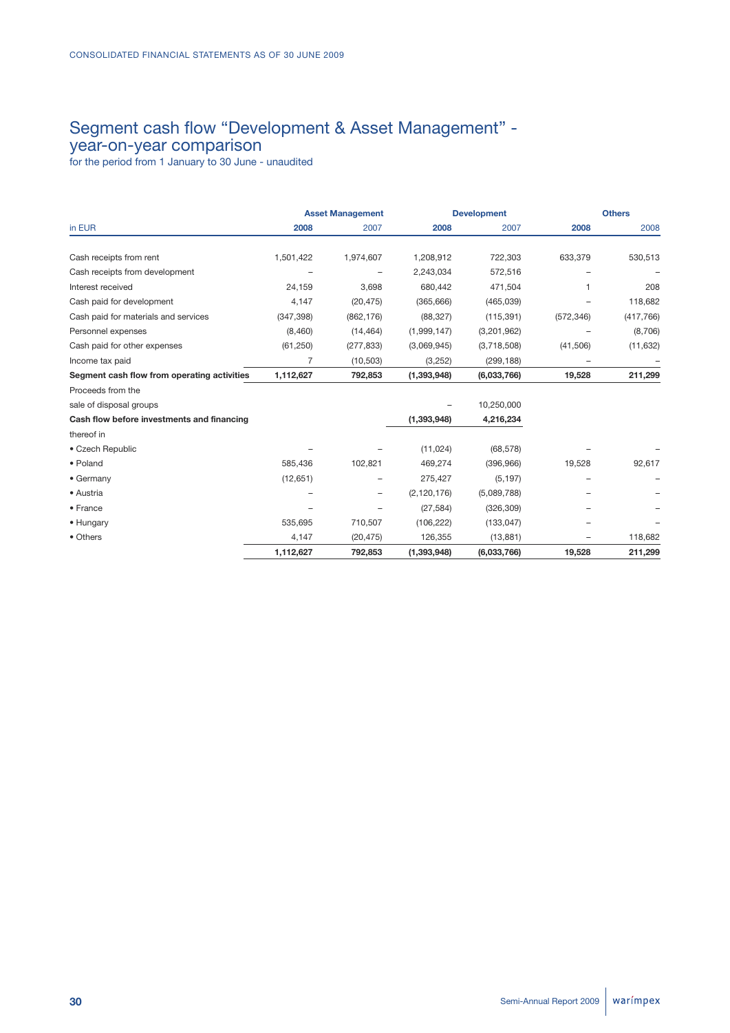## Segment cash flow “Development & Asset Management” - year-on-year comparison

for the period from 1 January to 30 June - unaudited

| in EUR | Asset Management | | Development | | Others | |
|---|---|---|---|---|---|---|
| | **2008** | 2007 | **2008** | 2007 | **2008** | 2008 |
| Cash receipts from rent | 1,501,422 | 1,974,607 | 1,208,912 | 722,303 | 633,379 | 530,513 |
| Cash receipts from development | – | – | 2,243,034 | 572,516 | – | – |
| Interest received | 24,159 | 3,698 | 680,442 | 471,504 | 1 | 208 |
| Cash paid for development | 4,147 | (20,475) | (365,666) | (465,039) | – | 118,682 |
| Cash paid for materials and services | (347,398) | (862,176) | (88,327) | (115,391) | (572,346) | (417,766) |
| Personnel expenses | (8,460) | (14,464) | (1,999,147) | (3,201,962) | – | (8,706) |
| Cash paid for other expenses | (61,250) | (277,833) | (3,069,945) | (3,718,508) | (41,506) | (11,632) |
| Income tax paid | 7 | (10,503) | (3,252) | (299,188) | – | – |
| **Segment cash flow from operating activities** | **1,112,627** | **792,853** | **(1,393,948)** | **(6,033,766)** | **19,528** | **211,299** |
| Proceeds from the sale of disposal groups | | | – | 10,250,000 | | |
| **Cash flow before investments and financing** | | | **(1,393,948)** | **4,216,234** | | |
| thereof in | | | | | | |
| • Czech Republic | – | – | (11,024) | (68,578) | – | – |
| • Poland | 585,436 | 102,821 | 469,274 | (396,966) | 19,528 | 92,617 |
| • Germany | (12,651) | – | 275,427 | (5,197) | – | – |
| • Austria | – | – | (2,120,176) | (5,089,788) | – | – |
| • France | – | – | (27,584) | (326,309) | – | – |
| • Hungary | 535,695 | 710,507 | (106,222) | (133,047) | – | – |
| • Others | 4,147 | (20,475) | 126,355 | (13,881) | – | 118,682 |
| | **1,112,627** | **792,853** | **(1,393,948)** | **(6,033,766)** | **19,528** | **211,299** |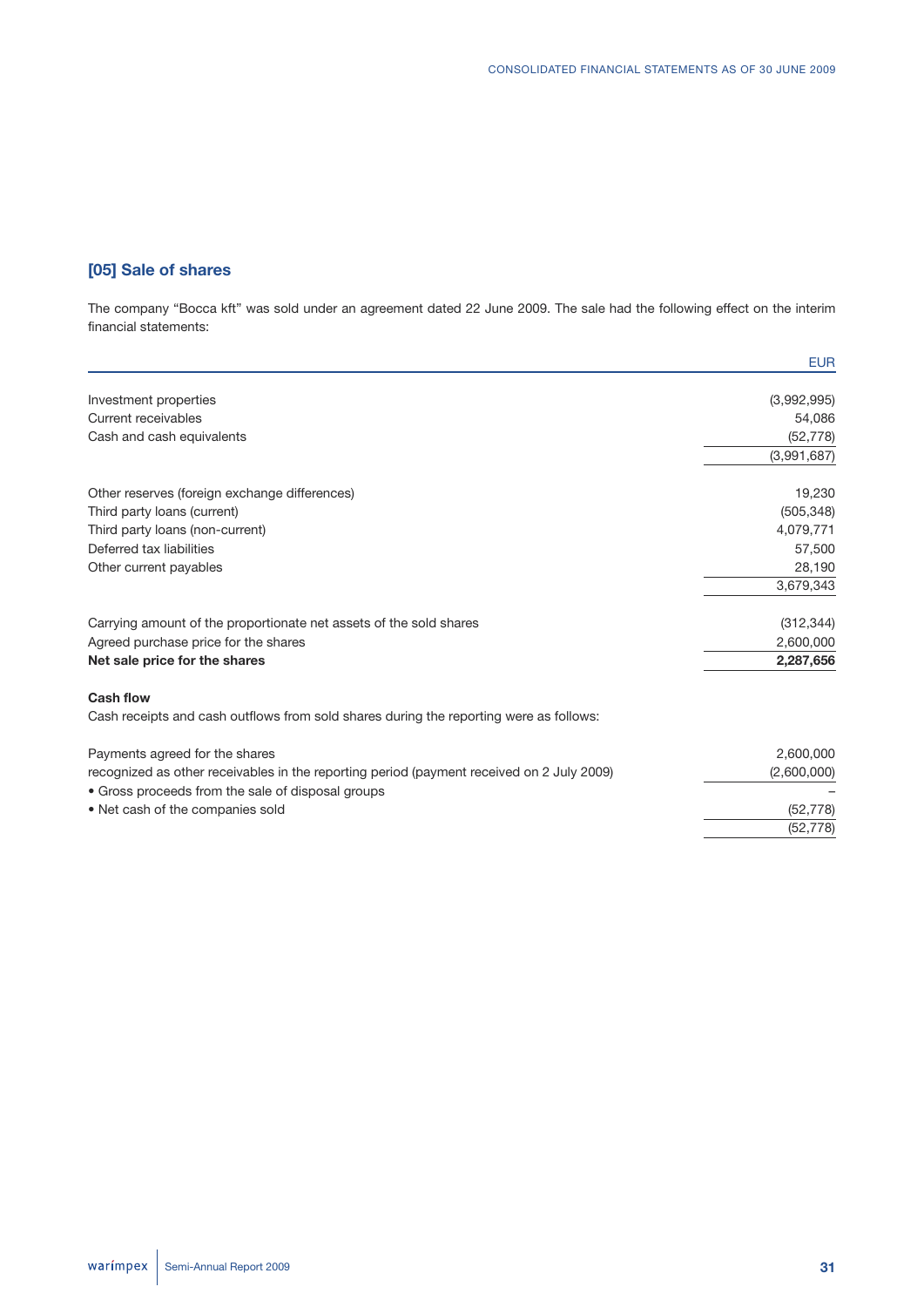## [05] Sale of shares

The company "Bocca kft" was sold under an agreement dated 22 June 2009. The sale had the following effect on the interim financial statements:

| | EUR |
|---|---:|
| Investment properties | (3,992,995) |
| Current receivables | 54,086 |
| Cash and cash equivalents | (52,778) |
| | (3,991,687) |
| | |
| Other reserves (foreign exchange differences) | 19,230 |
| Third party loans (current) | (505,348) |
| Third party loans (non-current) | 4,079,771 |
| Deferred tax liabilities | 57,500 |
| Other current payables | 28,190 |
| | 3,679,343 |
| | |
| Carrying amount of the proportionate net assets of the sold shares | (312,344) |
| Agreed purchase price for the shares | 2,600,000 |
| **Net sale price for the shares** | **2,287,656** |

**Cash flow**

Cash receipts and cash outflows from sold shares during the reporting were as follows:

| | |
|---|---:|
| Payments agreed for the shares | 2,600,000 |
| recognized as other receivables in the reporting period (payment received on 2 July 2009) | (2,600,000) |
| • Gross proceeds from the sale of disposal groups | – |
| • Net cash of the companies sold | (52,778) |
| | (52,778) |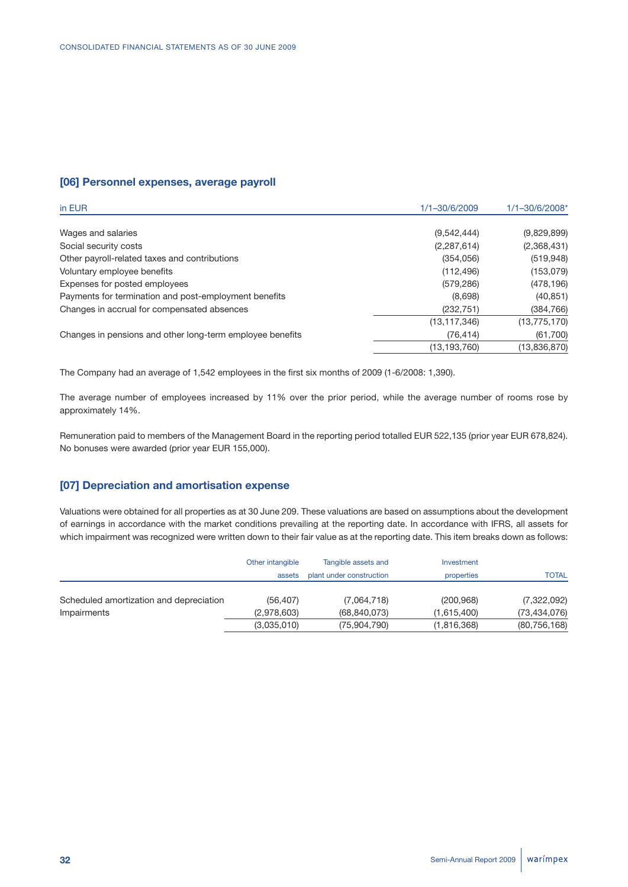## [06] Personnel expenses, average payroll

| in EUR | 1/1–30/6/2009 | 1/1–30/6/2008* |
|---|---|---|
| Wages and salaries | (9,542,444) | (9,829,899) |
| Social security costs | (2,287,614) | (2,368,431) |
| Other payroll-related taxes and contributions | (354,056) | (519,948) |
| Voluntary employee benefits | (112,496) | (153,079) |
| Expenses for posted employees | (579,286) | (478,196) |
| Payments for termination and post-employment benefits | (8,698) | (40,851) |
| Changes in accrual for compensated absences | (232,751) | (384,766) |
| | (13,117,346) | (13,775,170) |
| Changes in pensions and other long-term employee benefits | (76,414) | (61,700) |
| | (13,193,760) | (13,836,870) |

The Company had an average of 1,542 employees in the first six months of 2009 (1-6/2008: 1,390).

The average number of employees increased by 11% over the prior period, while the average number of rooms rose by approximately 14%.

Remuneration paid to members of the Management Board in the reporting period totalled EUR 522,135 (prior year EUR 678,824). No bonuses were awarded (prior year EUR 155,000).

## [07] Depreciation and amortisation expense

Valuations were obtained for all properties as at 30 June 209. These valuations are based on assumptions about the development of earnings in accordance with the market conditions prevailing at the reporting date. In accordance with IFRS, all assets for which impairment was recognized were written down to their fair value as at the reporting date. This item breaks down as follows:

| | Other intangible assets | Tangible assets and plant under construction | Investment properties | TOTAL |
|---|---|---|---|---|
| Scheduled amortization and depreciation | (56,407) | (7,064,718) | (200,968) | (7,322,092) |
| Impairments | (2,978,603) | (68,840,073) | (1,615,400) | (73,434,076) |
| | (3,035,010) | (75,904,790) | (1,816,368) | (80,756,168) |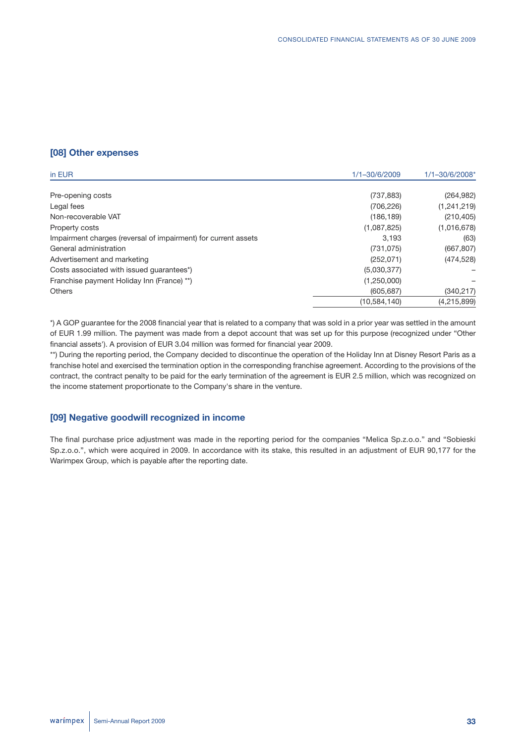### [08] Other expenses

| in EUR | 1/1–30/6/2009 | 1/1–30/6/2008* |
|---|---|---|
| Pre-opening costs | (737,883) | (264,982) |
| Legal fees | (706,226) | (1,241,219) |
| Non-recoverable VAT | (186,189) | (210,405) |
| Property costs | (1,087,825) | (1,016,678) |
| Impairment charges (reversal of impairment) for current assets | 3,193 | (63) |
| General administration | (731,075) | (667,807) |
| Advertisement and marketing | (252,071) | (474,528) |
| Costs associated with issued guarantees*) | (5,030,377) | – |
| Franchise payment Holiday Inn (France) **) | (1,250,000) | – |
| Others | (605,687) | (340,217) |
| | (10,584,140) | (4,215,899) |

*) A GOP guarantee for the 2008 financial year that is related to a company that was sold in a prior year was settled in the amount of EUR 1.99 million. The payment was made from a depot account that was set up for this purpose (recognized under "Other financial assets'). A provision of EUR 3.04 million was formed for financial year 2009.

**) During the reporting period, the Company decided to discontinue the operation of the Holiday Inn at Disney Resort Paris as a franchise hotel and exercised the termination option in the corresponding franchise agreement. According to the provisions of the contract, the contract penalty to be paid for the early termination of the agreement is EUR 2.5 million, which was recognized on the income statement proportionate to the Company's share in the venture.

### [09] Negative goodwill recognized in income

The final purchase price adjustment was made in the reporting period for the companies "Melica Sp.z.o.o." and "Sobieski Sp.z.o.o.", which were acquired in 2009. In accordance with its stake, this resulted in an adjustment of EUR 90,177 for the Warimpex Group, which is payable after the reporting date.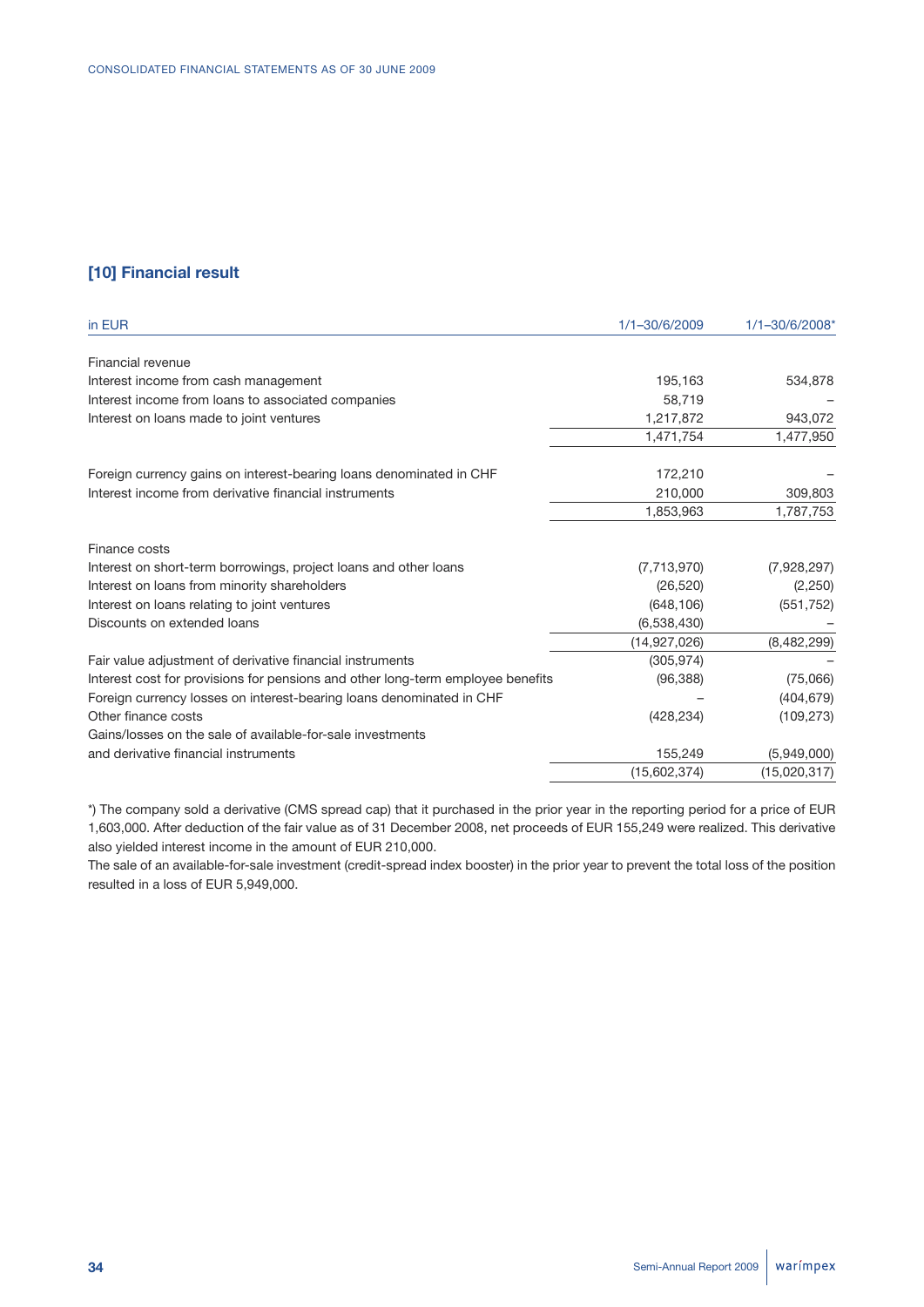## [10] Financial result

| in EUR | 1/1–30/6/2009 | 1/1–30/6/2008* |
|---|---|---|
| Financial revenue | | |
| Interest income from cash management | 195,163 | 534,878 |
| Interest income from loans to associated companies | 58,719 | – |
| Interest on loans made to joint ventures | 1,217,872 | 943,072 |
| | 1,471,754 | 1,477,950 |
| | | |
| Foreign currency gains on interest-bearing loans denominated in CHF | 172,210 | – |
| Interest income from derivative financial instruments | 210,000 | 309,803 |
| | 1,853,963 | 1,787,753 |
| | | |
| Finance costs | | |
| Interest on short-term borrowings, project loans and other loans | (7,713,970) | (7,928,297) |
| Interest on loans from minority shareholders | (26,520) | (2,250) |
| Interest on loans relating to joint ventures | (648,106) | (551,752) |
| Discounts on extended loans | (6,538,430) | – |
| | (14,927,026) | (8,482,299) |
| Fair value adjustment of derivative financial instruments | (305,974) | – |
| Interest cost for provisions for pensions and other long-term employee benefits | (96,388) | (75,066) |
| Foreign currency losses on interest-bearing loans denominated in CHF | – | (404,679) |
| Other finance costs | (428,234) | (109,273) |
| Gains/losses on the sale of available-for-sale investments and derivative financial instruments | 155,249 | (5,949,000) |
| | (15,602,374) | (15,020,317) |

*) The company sold a derivative (CMS spread cap) that it purchased in the prior year in the reporting period for a price of EUR 1,603,000. After deduction of the fair value as of 31 December 2008, net proceeds of EUR 155,249 were realized. This derivative also yielded interest income in the amount of EUR 210,000.
The sale of an available-for-sale investment (credit-spread index booster) in the prior year to prevent the total loss of the position resulted in a loss of EUR 5,949,000.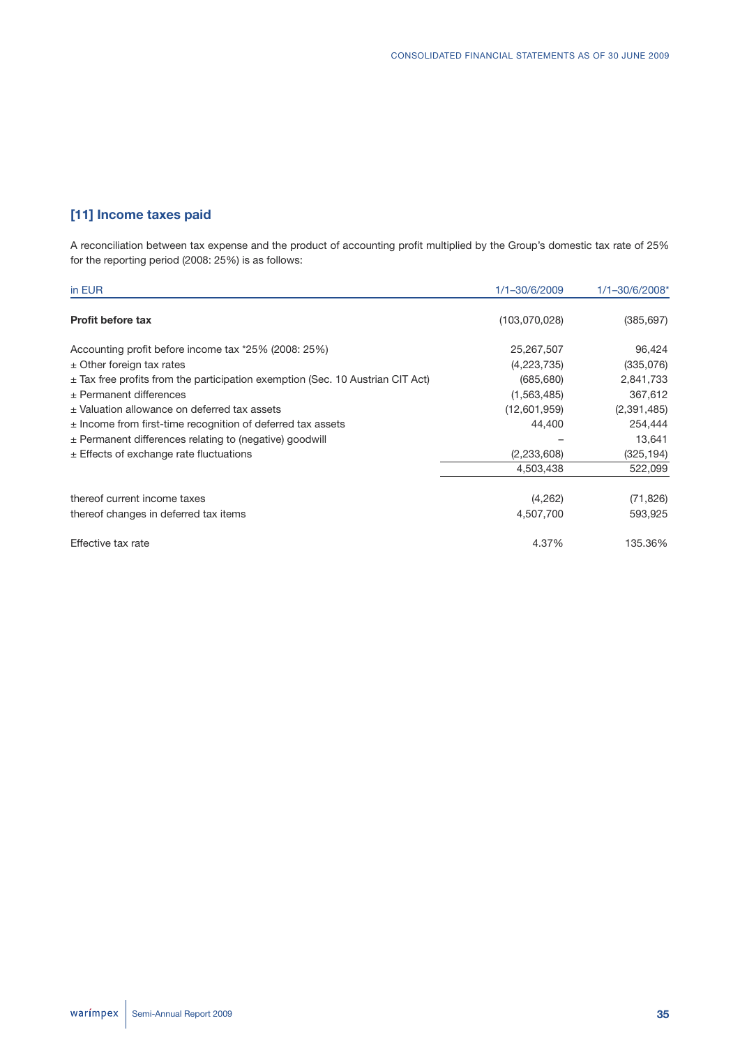## [11] Income taxes paid

A reconciliation between tax expense and the product of accounting profit multiplied by the Group's domestic tax rate of 25% for the reporting period (2008: 25%) is as follows:

| in EUR | 1/1–30/6/2009 | 1/1–30/6/2008* |
|---|---|---|
| **Profit before tax** | (103,070,028) | (385,697) |
| Accounting profit before income tax *25% (2008: 25%) | 25,267,507 | 96,424 |
| ± Other foreign tax rates | (4,223,735) | (335,076) |
| ± Tax free profits from the participation exemption (Sec. 10 Austrian CIT Act) | (685,680) | 2,841,733 |
| ± Permanent differences | (1,563,485) | 367,612 |
| ± Valuation allowance on deferred tax assets | (12,601,959) | (2,391,485) |
| ± Income from first-time recognition of deferred tax assets | 44,400 | 254,444 |
| ± Permanent differences relating to (negative) goodwill | – | 13,641 |
| ± Effects of exchange rate fluctuations | (2,233,608) | (325,194) |
| | 4,503,438 | 522,099 |
| thereof current income taxes | (4,262) | (71,826) |
| thereof changes in deferred tax items | 4,507,700 | 593,925 |
| Effective tax rate | 4.37% | 135.36% |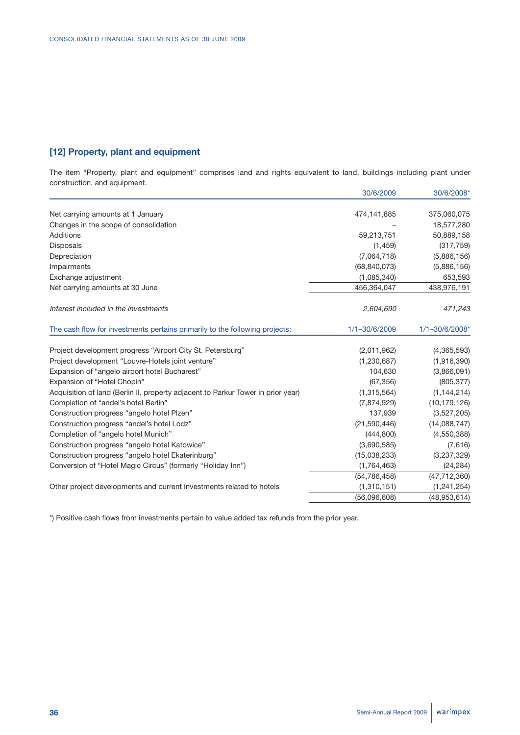## [12] Property, plant and equipment

The item "Property, plant and equipment" comprises land and rights equivalent to land, buildings including plant under construction, and equipment.

| | 30/6/2009 | 30/6/2008* |
|---|---|---|
| Net carrying amounts at 1 January | 474,141,885 | 375,060,075 |
| Changes in the scope of consolidation | – | 18,577,280 |
| Additions | 59,213,751 | 50,889,158 |
| Disposals | (1,459) | (317,759) |
| Depreciation | (7,064,718) | (5,886,156) |
| Impairments | (68,840,073) | (5,886,156) |
| Exchange adjustment | (1,085,340) | 653,593 |
| Net carrying amounts at 30 June | 456,364,047 | 438,976,191 |
| *Interest included in the investments* | *2,604,690* | *471,243* |

| The cash flow for investments pertains primarily to the following projects: | 1/1–30/6/2009 | 1/1–30/6/2008* |
|---|---|---|
| Project development progress "Airport City St. Petersburg" | (2,011,962) | (4,365,593) |
| Project development "Louvre-Hotels joint venture" | (1,230,687) | (1,916,390) |
| Expansion of "angelo airport hotel Bucharest" | 104,630 | (3,866,091) |
| Expansion of "Hotel Chopin" | (67,356) | (805,377) |
| Acquisition of land (Berlin II, property adjacent to Parkur Tower in prior year) | (1,315,564) | (1,144,214) |
| Completion of "andel's hotel Berlin" | (7,874,929) | (10,179,126) |
| Construction progress "angelo hotel Plzen" | 137,939 | (3,527,205) |
| Construction progress "andel's hotel Lodz" | (21,590,446) | (14,088,747) |
| Completion of "angelo hotel Munich" | (444,800) | (4,550,388) |
| Construction progress "angelo hotel Katowice" | (3,690,585) | (7,616) |
| Construction progress "angelo hotel Ekaterinburg" | (15,038,233) | (3,237,329) |
| Conversion of "Hotel Magic Circus" (formerly "Holiday Inn") | (1,764,463) | (24,284) |
| | (54,786,458) | (47,712,360) |
| Other project developments and current investments related to hotels | (1,310,151) | (1,241,254) |
| | (56,096,608) | (48,953,614) |

*) Positive cash flows from investments pertain to value added tax refunds from the prior year.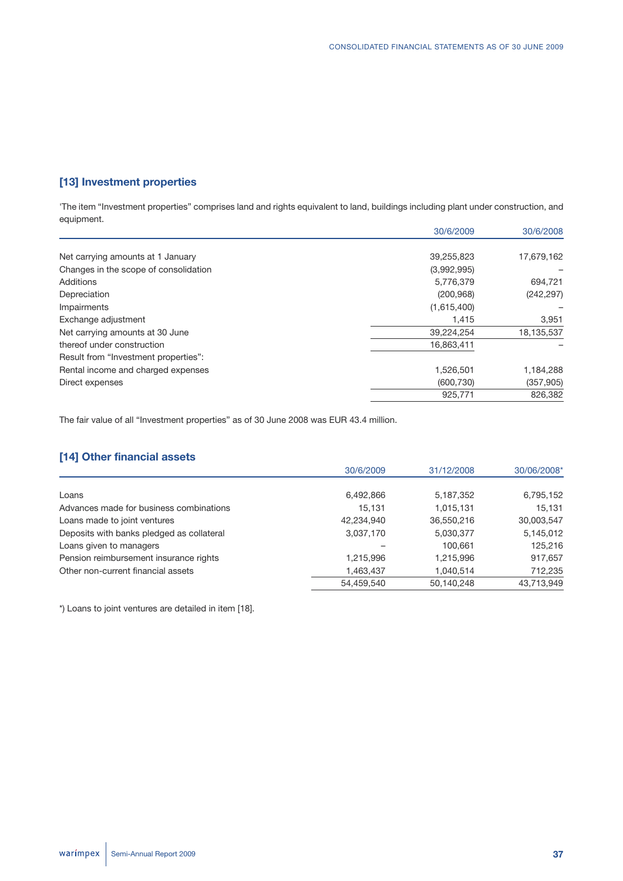## [13] Investment properties

'The item "Investment properties" comprises land and rights equivalent to land, buildings including plant under construction, and equipment.

| | 30/6/2009 | 30/6/2008 |
|---|---|---|
| Net carrying amounts at 1 January | 39,255,823 | 17,679,162 |
| Changes in the scope of consolidation | (3,992,995) | – |
| Additions | 5,776,379 | 694,721 |
| Depreciation | (200,968) | (242,297) |
| Impairments | (1,615,400) | – |
| Exchange adjustment | 1,415 | 3,951 |
| Net carrying amounts at 30 June | 39,224,254 | 18,135,537 |
| thereof under construction | 16,863,411 | – |
| Result from "Investment properties": | | |
| Rental income and charged expenses | 1,526,501 | 1,184,288 |
| Direct expenses | (600,730) | (357,905) |
| | 925,771 | 826,382 |

The fair value of all "Investment properties" as of 30 June 2008 was EUR 43.4 million.

## [14] Other financial assets

| | 30/6/2009 | 31/12/2008 | 30/06/2008* |
|---|---|---|---|
| Loans | 6,492,866 | 5,187,352 | 6,795,152 |
| Advances made for business combinations | 15,131 | 1,015,131 | 15,131 |
| Loans made to joint ventures | 42,234,940 | 36,550,216 | 30,003,547 |
| Deposits with banks pledged as collateral | 3,037,170 | 5,030,377 | 5,145,012 |
| Loans given to managers | – | 100,661 | 125,216 |
| Pension reimbursement insurance rights | 1,215,996 | 1,215,996 | 917,657 |
| Other non-current financial assets | 1,463,437 | 1,040,514 | 712,235 |
| | 54,459,540 | 50,140,248 | 43,713,949 |

*) Loans to joint ventures are detailed in item [18].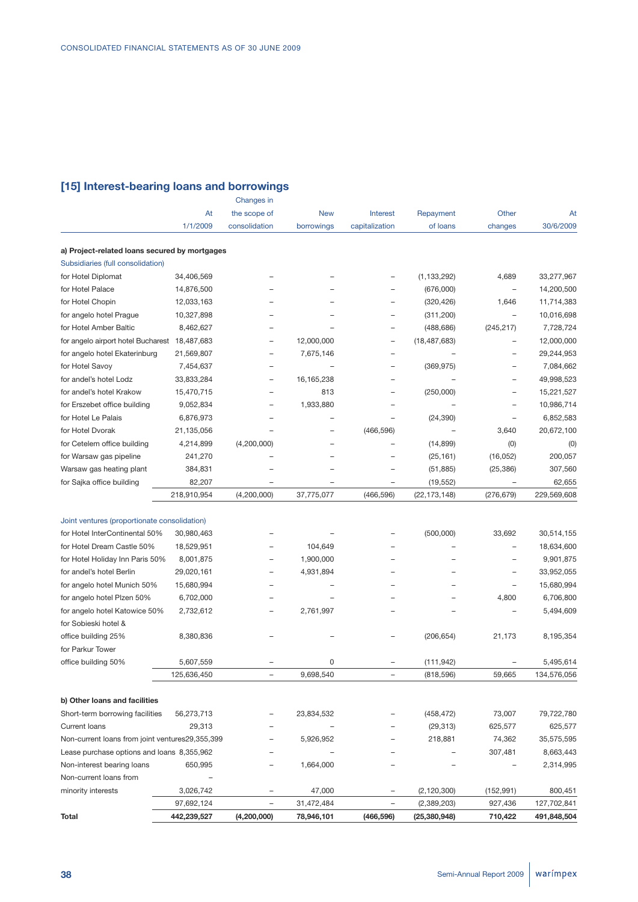## [15] Interest-bearing loans and borrowings

| | At 1/1/2009 | Changes in the scope of consolidation | New borrowings | Interest capitalization | Repayment of loans | Other changes | At 30/6/2009 |
|---|---|---|---|---|---|---|---|
| **a) Project-related loans secured by mortgages** | | | | | | | |
| Subsidiaries (full consolidation) | | | | | | | |
| for Hotel Diplomat | 34,406,569 | – | – | – | (1,133,292) | 4,689 | 33,277,967 |
| for Hotel Palace | 14,876,500 | – | – | – | (676,000) | – | 14,200,500 |
| for Hotel Chopin | 12,033,163 | – | – | – | (320,426) | 1,646 | 11,714,383 |
| for angelo hotel Prague | 10,327,898 | – | – | – | (311,200) | – | 10,016,698 |
| for Hotel Amber Baltic | 8,462,627 | – | – | – | (488,686) | (245,217) | 7,728,724 |
| for angelo airport hotel Bucharest | 18,487,683 | – | 12,000,000 | – | (18,487,683) | – | 12,000,000 |
| for angelo hotel Ekaterinburg | 21,569,807 | – | 7,675,146 | – | – | – | 29,244,953 |
| for Hotel Savoy | 7,454,637 | – | – | – | (369,975) | – | 7,084,662 |
| for andel's hotel Lodz | 33,833,284 | – | 16,165,238 | – | – | – | 49,998,523 |
| for andel's hotel Krakow | 15,470,715 | – | 813 | – | (250,000) | – | 15,221,527 |
| for Erszebet office building | 9,052,834 | – | 1,933,880 | – | – | – | 10,986,714 |
| for Hotel Le Palais | 6,876,973 | – | – | – | (24,390) | – | 6,852,583 |
| for Hotel Dvorak | 21,135,056 | – | – | (466,596) | – | 3,640 | 20,672,100 |
| for Cetelem office building | 4,214,899 | (4,200,000) | – | – | (14,899) | (0) | (0) |
| for Warsaw gas pipeline | 241,270 | – | – | – | (25,161) | (16,052) | 200,057 |
| Warsaw gas heating plant | 384,831 | – | – | – | (51,885) | (25,386) | 307,560 |
| for Sajka office building | 82,207 | – | – | – | (19,552) | – | 62,655 |
| | 218,910,954 | (4,200,000) | 37,775,077 | (466,596) | (22,173,148) | (276,679) | 229,569,608 |
| Joint ventures (proportionate consolidation) | | | | | | | |
| for Hotel InterContinental 50% | 30,980,463 | – | – | – | (500,000) | 33,692 | 30,514,155 |
| for Hotel Dream Castle 50% | 18,529,951 | – | 104,649 | – | – | – | 18,634,600 |
| for Hotel Holiday Inn Paris 50% | 8,001,875 | – | 1,900,000 | – | – | – | 9,901,875 |
| for andel's hotel Berlin | 29,020,161 | – | 4,931,894 | – | – | – | 33,952,055 |
| for angelo hotel Munich 50% | 15,680,994 | – | – | – | – | – | 15,680,994 |
| for angelo hotel Plzen 50% | 6,702,000 | – | – | – | – | 4,800 | 6,706,800 |
| for angelo hotel Katowice 50% | 2,732,612 | – | 2,761,997 | – | – | – | 5,494,609 |
| for Sobieski hotel & office building 25% | 8,380,836 | – | – | – | (206,654) | 21,173 | 8,195,354 |
| for Parkur Tower office building 50% | 5,607,559 | – | 0 | – | (111,942) | – | 5,495,614 |
| | 125,636,450 | – | 9,698,540 | – | (818,596) | 59,665 | 134,576,056 |
| **b) Other loans and facilities** | | | | | | | |
| Short-term borrowing facilities | 56,273,713 | – | 23,834,532 | – | (458,472) | 73,007 | 79,722,780 |
| Current loans | 29,313 | – | – | – | (29,313) | 625,577 | 625,577 |
| Non-current loans from joint ventures | 29,355,399 | – | 5,926,952 | – | 218,881 | 74,362 | 35,575,595 |
| Lease purchase options and loans | 8,355,962 | – | – | – | – | 307,481 | 8,663,443 |
| Non-interest bearing loans | 650,995 | – | 1,664,000 | – | – | – | 2,314,995 |
| Non-current loans from minority interests | 3,026,742 | – | 47,000 | – | (2,120,300) | (152,991) | 800,451 |
| | 97,692,124 | – | 31,472,484 | – | (2,389,203) | 927,436 | 127,702,841 |
| **Total** | **442,239,527** | **(4,200,000)** | **78,946,101** | **(466,596)** | **(25,380,948)** | **710,422** | **491,848,504** |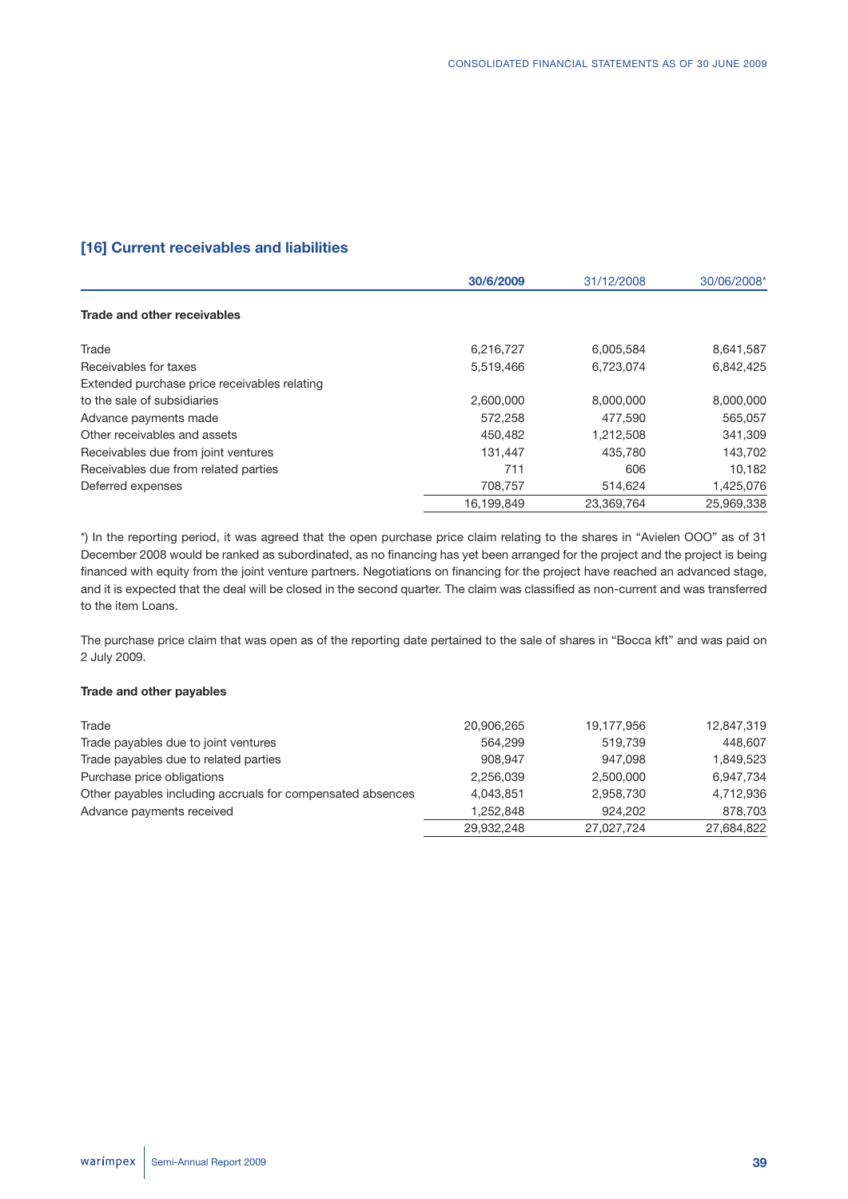## [16] Current receivables and liabilities

| | 30/6/2009 | 31/12/2008 | 30/06/2008* |
|---|---|---|---|
| **Trade and other receivables** | | | |
| Trade | 6,216,727 | 6,005,584 | 8,641,587 |
| Receivables for taxes | 5,519,466 | 6,723,074 | 6,842,425 |
| Extended purchase price receivables relating to the sale of subsidiaries | 2,600,000 | 8,000,000 | 8,000,000 |
| Advance payments made | 572,258 | 477,590 | 565,057 |
| Other receivables and assets | 450,482 | 1,212,508 | 341,309 |
| Receivables due from joint ventures | 131,447 | 435,780 | 143,702 |
| Receivables due from related parties | 711 | 606 | 10,182 |
| Deferred expenses | 708,757 | 514,624 | 1,425,076 |
| | 16,199,849 | 23,369,764 | 25,969,338 |

*) In the reporting period, it was agreed that the open purchase price claim relating to the shares in "Avielen OOO" as of 31 December 2008 would be ranked as subordinated, as no financing has yet been arranged for the project and the project is being financed with equity from the joint venture partners. Negotiations on financing for the project have reached an advanced stage, and it is expected that the deal will be closed in the second quarter. The claim was classified as non-current and was transferred to the item Loans.

The purchase price claim that was open as of the reporting date pertained to the sale of shares in "Bocca kft" and was paid on 2 July 2009.

**Trade and other payables**

| | 30/6/2009 | 31/12/2008 | 30/06/2008* |
|---|---|---|---|
| Trade | 20,906,265 | 19,177,956 | 12,847,319 |
| Trade payables due to joint ventures | 564,299 | 519,739 | 448,607 |
| Trade payables due to related parties | 908,947 | 947,098 | 1,849,523 |
| Purchase price obligations | 2,256,039 | 2,500,000 | 6,947,734 |
| Other payables including accruals for compensated absences | 4,043,851 | 2,958,730 | 4,712,936 |
| Advance payments received | 1,252,848 | 924,202 | 878,703 |
| | 29,932,248 | 27,027,724 | 27,684,822 |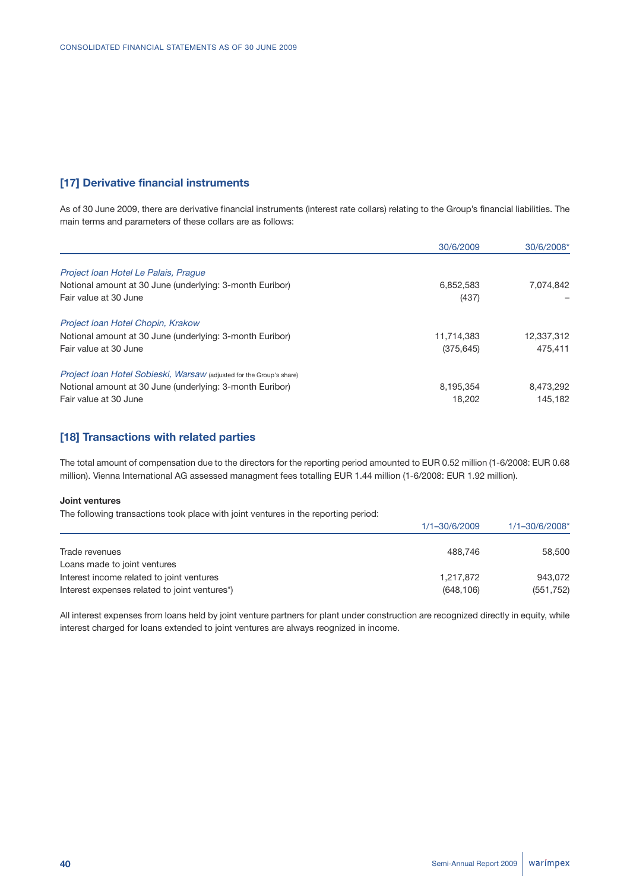## [17] Derivative financial instruments

As of 30 June 2009, there are derivative financial instruments (interest rate collars) relating to the Group's financial liabilities. The main terms and parameters of these collars are as follows:

| | 30/6/2009 | 30/6/2008* |
|---|---|---|
| *Project loan Hotel Le Palais, Prague* | | |
| Notional amount at 30 June (underlying: 3-month Euribor) | 6,852,583 | 7,074,842 |
| Fair value at 30 June | (437) | – |
| *Project loan Hotel Chopin, Krakow* | | |
| Notional amount at 30 June (underlying: 3-month Euribor) | 11,714,383 | 12,337,312 |
| Fair value at 30 June | (375,645) | 475,411 |
| *Project loan Hotel Sobieski, Warsaw* (adjusted for the Group's share) | | |
| Notional amount at 30 June (underlying: 3-month Euribor) | 8,195,354 | 8,473,292 |
| Fair value at 30 June | 18,202 | 145,182 |

## [18] Transactions with related parties

The total amount of compensation due to the directors for the reporting period amounted to EUR 0.52 million (1-6/2008: EUR 0.68 million). Vienna International AG assessed managment fees totalling EUR 1.44 million (1-6/2008: EUR 1.92 million).

**Joint ventures**

The following transactions took place with joint ventures in the reporting period:

| | 1/1–30/6/2009 | 1/1–30/6/2008* |
|---|---|---|
| Trade revenues | 488,746 | 58,500 |
| Loans made to joint ventures | | |
| Interest income related to joint ventures | 1,217,872 | 943,072 |
| Interest expenses related to joint ventures*) | (648,106) | (551,752) |

All interest expenses from loans held by joint venture partners for plant under construction are recognized directly in equity, while interest charged for loans extended to joint ventures are always reognized in income.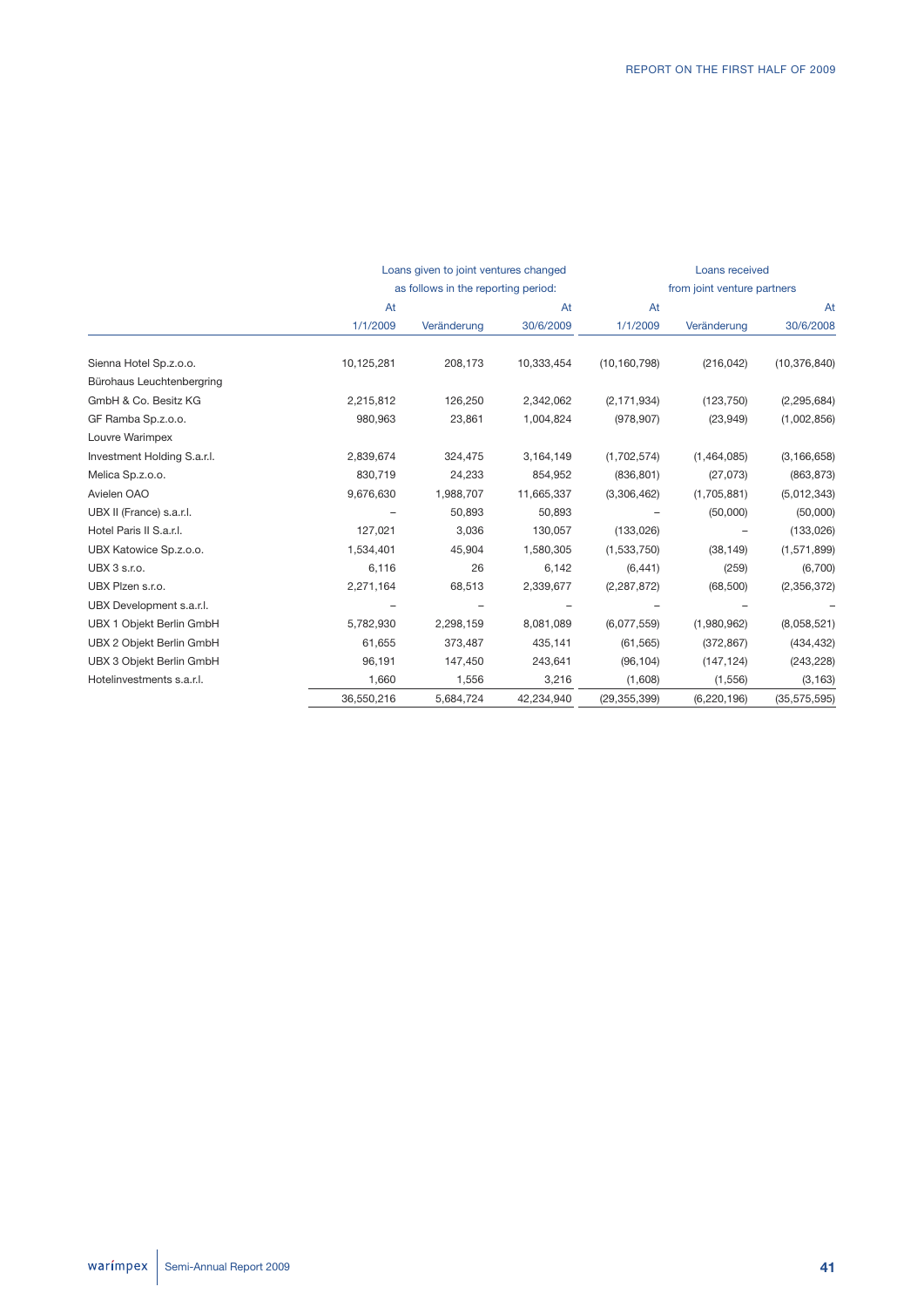| | Loans given to joint ventures changed as follows in the reporting period: | | | Loans received from joint venture partners | | |
|---|---|---|---|---|---|---|
| | At 1/1/2009 | Veränderung | At 30/6/2009 | At 1/1/2009 | Veränderung | At 30/6/2008 |
| Sienna Hotel Sp.z.o.o. | 10,125,281 | 208,173 | 10,333,454 | (10,160,798) | (216,042) | (10,376,840) |
| Bürohaus Leuchtenbergring GmbH & Co. Besitz KG | 2,215,812 | 126,250 | 2,342,062 | (2,171,934) | (123,750) | (2,295,684) |
| GF Ramba Sp.z.o.o. | 980,963 | 23,861 | 1,004,824 | (978,907) | (23,949) | (1,002,856) |
| Louvre Warimpex Investment Holding S.a.r.l. | 2,839,674 | 324,475 | 3,164,149 | (1,702,574) | (1,464,085) | (3,166,658) |
| Melica Sp.z.o.o. | 830,719 | 24,233 | 854,952 | (836,801) | (27,073) | (863,873) |
| Avielen OAO | 9,676,630 | 1,988,707 | 11,665,337 | (3,306,462) | (1,705,881) | (5,012,343) |
| UBX II (France) s.a.r.l. | – | 50,893 | 50,893 | – | (50,000) | (50,000) |
| Hotel Paris II S.a.r.l. | 127,021 | 3,036 | 130,057 | (133,026) | – | (133,026) |
| UBX Katowice Sp.z.o.o. | 1,534,401 | 45,904 | 1,580,305 | (1,533,750) | (38,149) | (1,571,899) |
| UBX 3 s.r.o. | 6,116 | 26 | 6,142 | (6,441) | (259) | (6,700) |
| UBX Plzen s.r.o. | 2,271,164 | 68,513 | 2,339,677 | (2,287,872) | (68,500) | (2,356,372) |
| UBX Development s.a.r.l. | – | – | – | – | – | – |
| UBX 1 Objekt Berlin GmbH | 5,782,930 | 2,298,159 | 8,081,089 | (6,077,559) | (1,980,962) | (8,058,521) |
| UBX 2 Objekt Berlin GmbH | 61,655 | 373,487 | 435,141 | (61,565) | (372,867) | (434,432) |
| UBX 3 Objekt Berlin GmbH | 96,191 | 147,450 | 243,641 | (96,104) | (147,124) | (243,228) |
| Hotelinvestments s.a.r.l. | 1,660 | 1,556 | 3,216 | (1,608) | (1,556) | (3,163) |
| | 36,550,216 | 5,684,724 | 42,234,940 | (29,355,399) | (6,220,196) | (35,575,595) |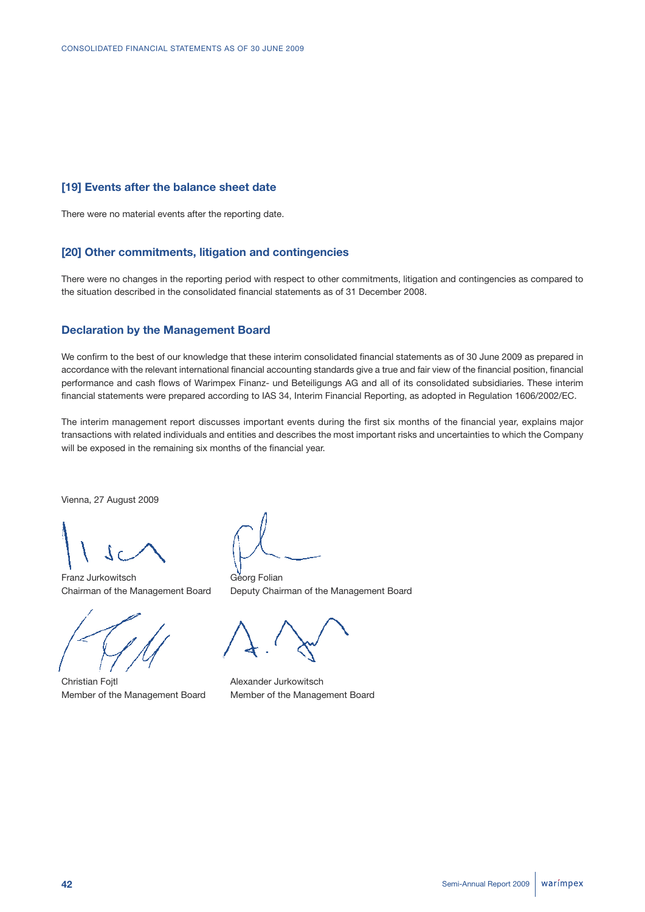## [19] Events after the balance sheet date

There were no material events after the reporting date.

## [20] Other commitments, litigation and contingencies

There were no changes in the reporting period with respect to other commitments, litigation and contingencies as compared to the situation described in the consolidated financial statements as of 31 December 2008.

## Declaration by the Management Board

We confirm to the best of our knowledge that these interim consolidated financial statements as of 30 June 2009 as prepared in accordance with the relevant international financial accounting standards give a true and fair view of the financial position, financial performance and cash flows of Warimpex Finanz- und Beteiligungs AG and all of its consolidated subsidiaries. These interim financial statements were prepared according to IAS 34, Interim Financial Reporting, as adopted in Regulation 1606/2002/EC.

The interim management report discusses important events during the first six months of the financial year, explains major transactions with related individuals and entities and describes the most important risks and uncertainties to which the Company will be exposed in the remaining six months of the financial year.

Vienna, 27 August 2009

Franz Jurkowitsch
Chairman of the Management Board

Georg Folian
Deputy Chairman of the Management Board

Christian Fojtl
Member of the Management Board

Alexander Jurkowitsch
Member of the Management Board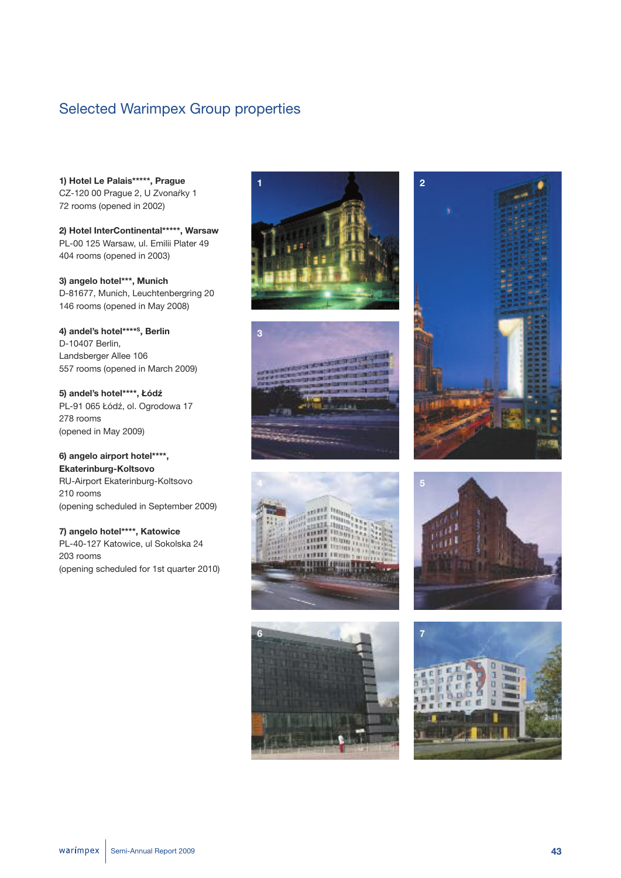# Selected Warimpex Group properties

**1) Hotel Le Palais\*\*\*\*\*, Prague**
CZ-120 00 Prague 2, U Zvonařky 1
72 rooms (opened in 2002)

**2) Hotel InterContinental\*\*\*\*\*, Warsaw**
PL-00 125 Warsaw, ul. Emilii Plater 49
404 rooms (opened in 2003)

**3) angelo hotel\*\*\*, Munich**
D-81677, Munich, Leuchtenbergring 20
146 rooms (opened in May 2008)

**4) andel's hotel\*\*\*\*S, Berlin**
D-10407 Berlin,
Landsberger Allee 106
557 rooms (opened in March 2009)

**5) andel's hotel\*\*\*\*, Łódź**
PL-91 065 Łódź, ol. Ogrodowa 17
278 rooms
(opened in May 2009)

**6) angelo airport hotel\*\*\*\*, Ekaterinburg-Koltsovo**
RU-Airport Ekaterinburg-Koltsovo
210 rooms
(opening scheduled in September 2009)

**7) angelo hotel\*\*\*\*, Katowice**
PL-40-127 Katowice, ul Sokolska 24
203 rooms
(opening scheduled for 1st quarter 2010)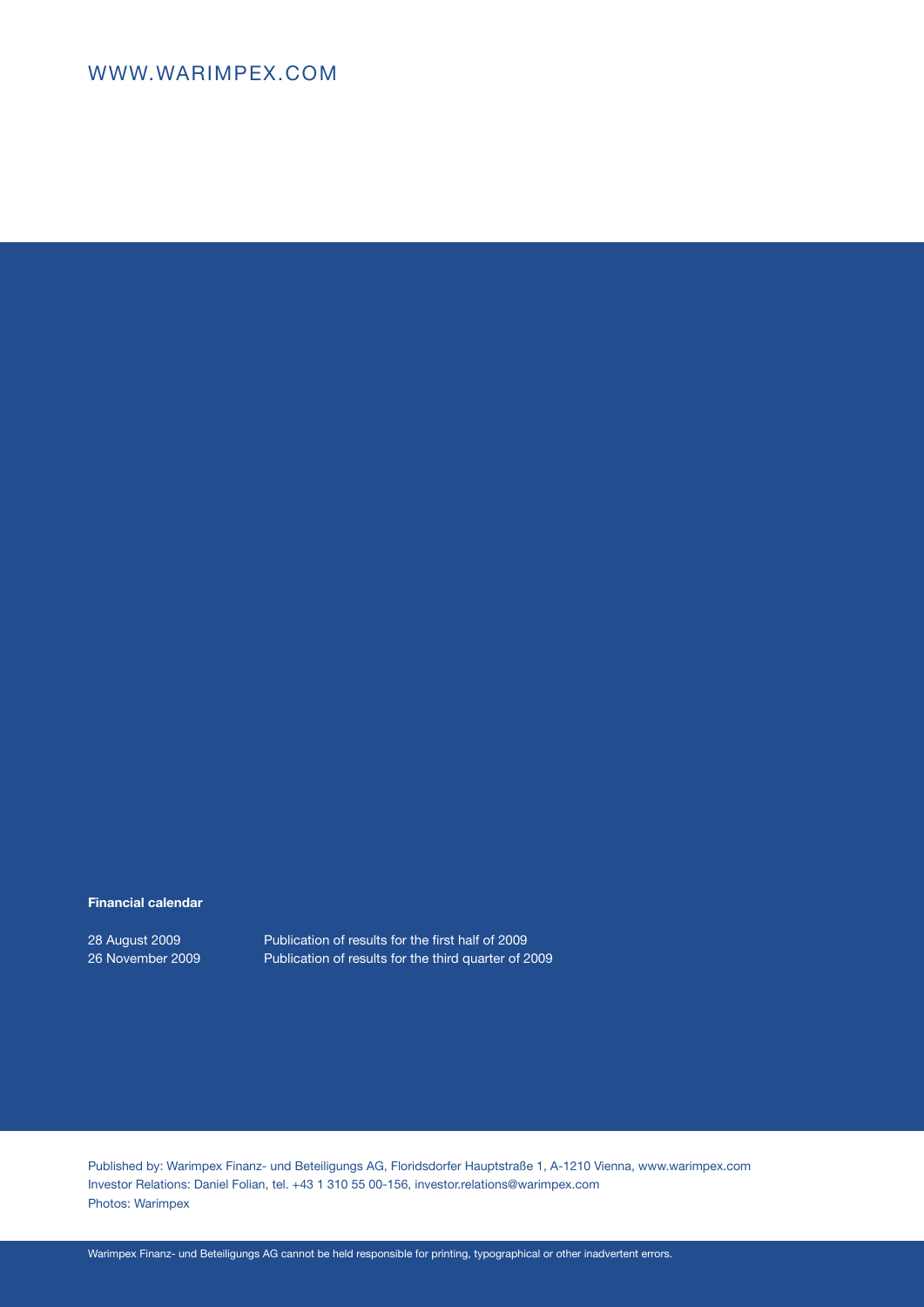WWW.WARIMPEX.COM

**Financial calendar**

| | |
|---|---|
| 28 August 2009 | Publication of results for the first half of 2009 |
| 26 November 2009 | Publication of results for the third quarter of 2009 |

Published by: Warimpex Finanz- und Beteiligungs AG, Floridsdorfer Hauptstraße 1, A-1210 Vienna, www.warimpex.com
Investor Relations: Daniel Folian, tel. +43 1 310 55 00-156, investor.relations@warimpex.com
Photos: Warimpex

Warimpex Finanz- und Beteiligungs AG cannot be held responsible for printing, typographical or other inadvertent errors.